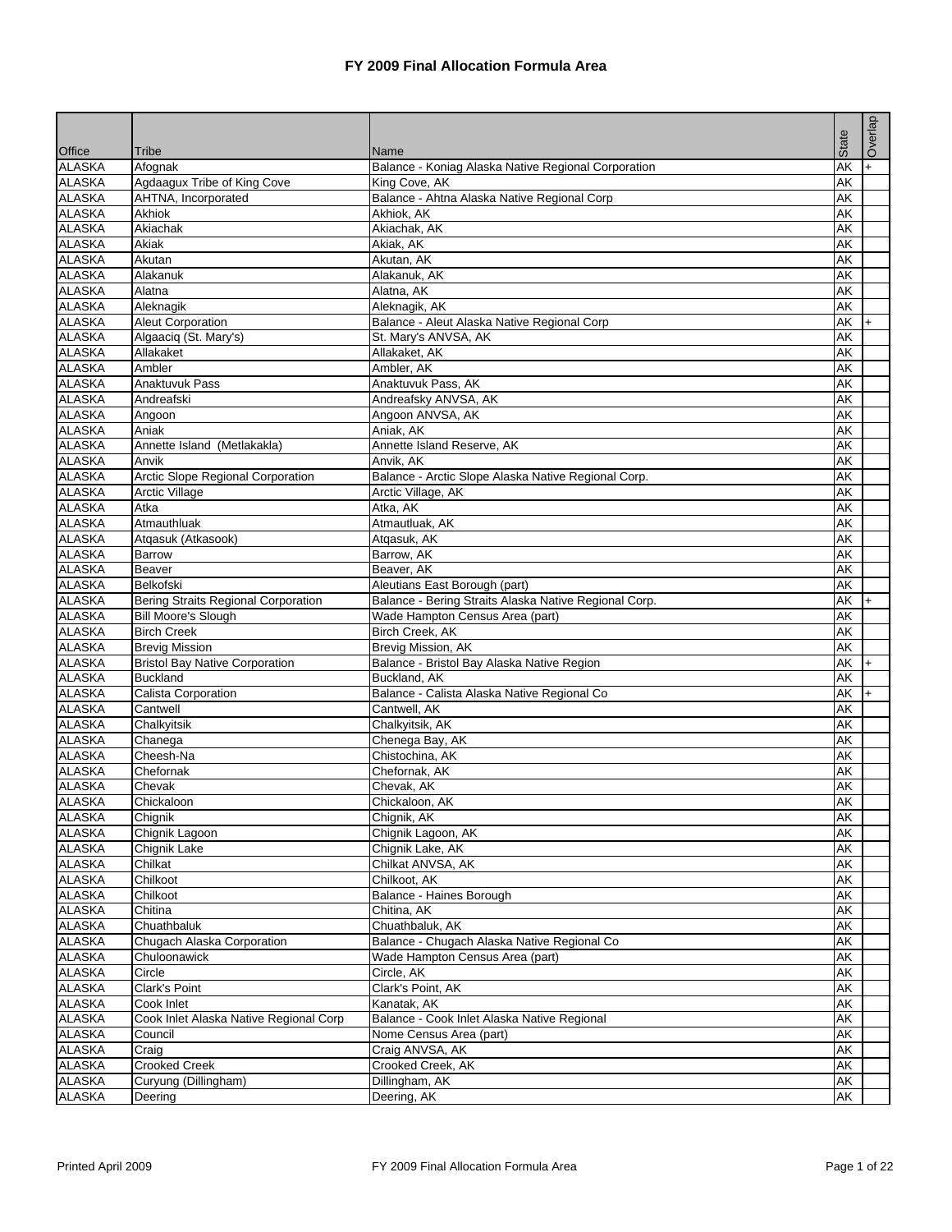# FY 2009 Final Allocation Formula Area

| Office | Tribe | Name | State | Overlap |
|---|---|---|---|---|
| ALASKA | Afognak | Balance - Koniag Alaska Native Regional Corporation | AK | + |
| ALASKA | Agdaagux Tribe of King Cove | King Cove, AK | AK | |
| ALASKA | AHTNA, Incorporated | Balance - Ahtna Alaska Native Regional Corp | AK | |
| ALASKA | Akhiok | Akhiok, AK | AK | |
| ALASKA | Akiachak | Akiachak, AK | AK | |
| ALASKA | Akiak | Akiak, AK | AK | |
| ALASKA | Akutan | Akutan, AK | AK | |
| ALASKA | Alakanuk | Alakanuk, AK | AK | |
| ALASKA | Alatna | Alatna, AK | AK | |
| ALASKA | Aleknagik | Aleknagik, AK | AK | |
| ALASKA | Aleut Corporation | Balance - Aleut Alaska Native Regional Corp | AK | + |
| ALASKA | Algaaciq (St. Mary's) | St. Mary's ANVSA, AK | AK | |
| ALASKA | Allakaket | Allakaket, AK | AK | |
| ALASKA | Ambler | Ambler, AK | AK | |
| ALASKA | Anaktuvuk Pass | Anaktuvuk Pass, AK | AK | |
| ALASKA | Andreafski | Andreafsky ANVSA, AK | AK | |
| ALASKA | Angoon | Angoon ANVSA, AK | AK | |
| ALASKA | Aniak | Aniak, AK | AK | |
| ALASKA | Annette Island (Metlakakla) | Annette Island Reserve, AK | AK | |
| ALASKA | Anvik | Anvik, AK | AK | |
| ALASKA | Arctic Slope Regional Corporation | Balance - Arctic Slope Alaska Native Regional Corp. | AK | |
| ALASKA | Arctic Village | Arctic Village, AK | AK | |
| ALASKA | Atka | Atka, AK | AK | |
| ALASKA | Atmauthluak | Atmautluak, AK | AK | |
| ALASKA | Atqasuk (Atkasook) | Atqasuk, AK | AK | |
| ALASKA | Barrow | Barrow, AK | AK | |
| ALASKA | Beaver | Beaver, AK | AK | |
| ALASKA | Belkofski | Aleutians East Borough (part) | AK | |
| ALASKA | Bering Straits Regional Corporation | Balance - Bering Straits Alaska Native Regional Corp. | AK | + |
| ALASKA | Bill Moore's Slough | Wade Hampton Census Area (part) | AK | |
| ALASKA | Birch Creek | Birch Creek, AK | AK | |
| ALASKA | Brevig Mission | Brevig Mission, AK | AK | |
| ALASKA | Bristol Bay Native Corporation | Balance - Bristol Bay Alaska Native Region | AK | + |
| ALASKA | Buckland | Buckland, AK | AK | |
| ALASKA | Calista Corporation | Balance - Calista Alaska Native Regional Co | AK | + |
| ALASKA | Cantwell | Cantwell, AK | AK | |
| ALASKA | Chalkyitsik | Chalkyitsik, AK | AK | |
| ALASKA | Chanega | Chenega Bay, AK | AK | |
| ALASKA | Cheesh-Na | Chistochina, AK | AK | |
| ALASKA | Chefornak | Chefornak, AK | AK | |
| ALASKA | Chevak | Chevak, AK | AK | |
| ALASKA | Chickaloon | Chickaloon, AK | AK | |
| ALASKA | Chignik | Chignik, AK | AK | |
| ALASKA | Chignik Lagoon | Chignik Lagoon, AK | AK | |
| ALASKA | Chignik Lake | Chignik Lake, AK | AK | |
| ALASKA | Chilkat | Chilkat ANVSA, AK | AK | |
| ALASKA | Chilkoot | Chilkoot, AK | AK | |
| ALASKA | Chilkoot | Balance - Haines Borough | AK | |
| ALASKA | Chitina | Chitina, AK | AK | |
| ALASKA | Chuathbaluk | Chuathbaluk, AK | AK | |
| ALASKA | Chugach Alaska Corporation | Balance - Chugach Alaska Native Regional Co | AK | |
| ALASKA | Chuloonawick | Wade Hampton Census Area (part) | AK | |
| ALASKA | Circle | Circle, AK | AK | |
| ALASKA | Clark's Point | Clark's Point, AK | AK | |
| ALASKA | Cook Inlet | Kanatak, AK | AK | |
| ALASKA | Cook Inlet Alaska Native Regional Corp | Balance - Cook Inlet Alaska Native Regional | AK | |
| ALASKA | Council | Nome Census Area (part) | AK | |
| ALASKA | Craig | Craig ANVSA, AK | AK | |
| ALASKA | Crooked Creek | Crooked Creek, AK | AK | |
| ALASKA | Curyung (Dillingham) | Dillingham, AK | AK | |
| ALASKA | Deering | Deering, AK | AK | |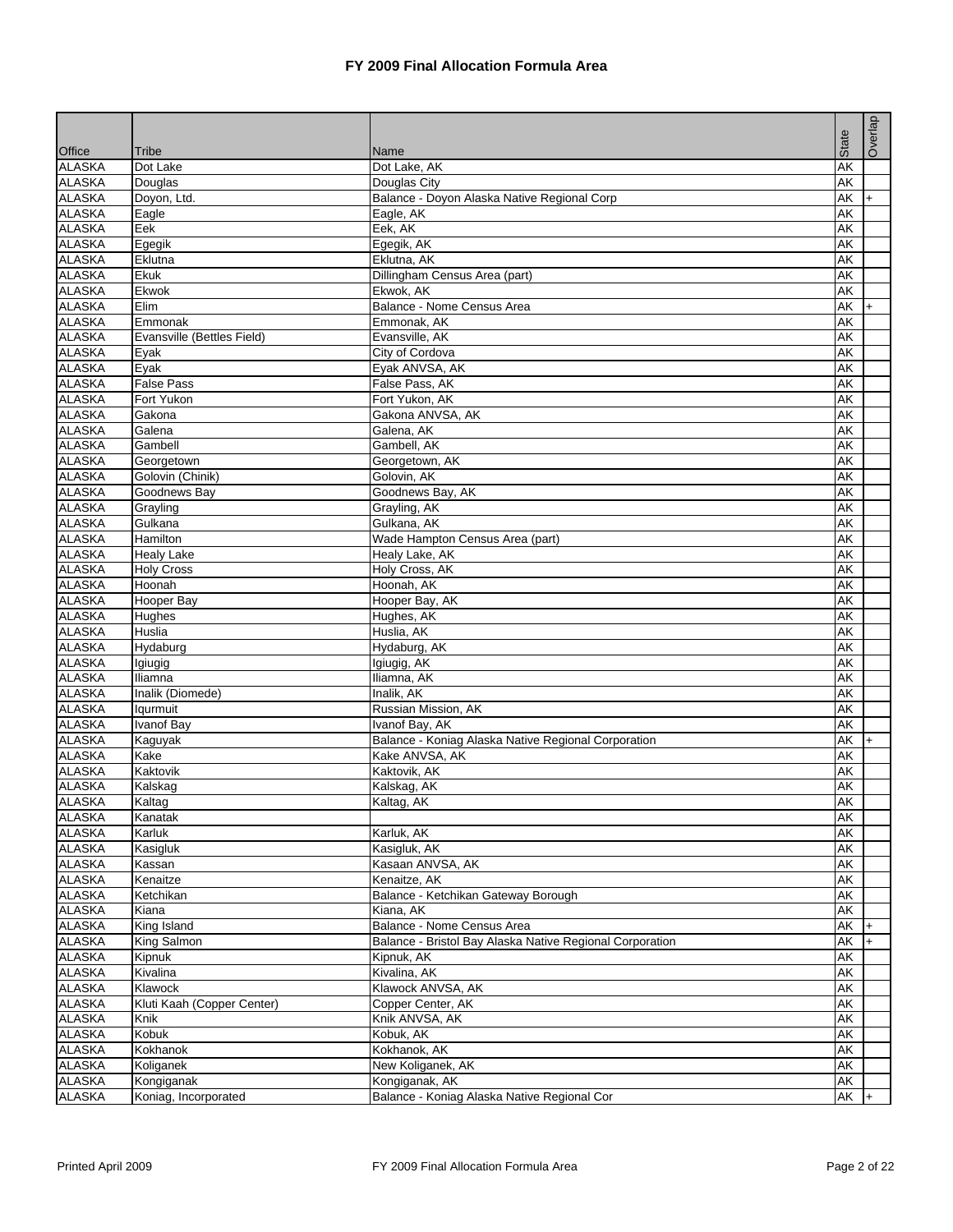# FY 2009 Final Allocation Formula Area

| Office | Tribe | Name | State | Overlap |
|---|---|---|---|---|
| ALASKA | Dot Lake | Dot Lake, AK | AK | |
| ALASKA | Douglas | Douglas City | AK | |
| ALASKA | Doyon, Ltd. | Balance - Doyon Alaska Native Regional Corp | AK | + |
| ALASKA | Eagle | Eagle, AK | AK | |
| ALASKA | Eek | Eek, AK | AK | |
| ALASKA | Egegik | Egegik, AK | AK | |
| ALASKA | Eklutna | Eklutna, AK | AK | |
| ALASKA | Ekuk | Dillingham Census Area (part) | AK | |
| ALASKA | Ekwok | Ekwok, AK | AK | |
| ALASKA | Elim | Balance - Nome Census Area | AK | + |
| ALASKA | Emmonak | Emmonak, AK | AK | |
| ALASKA | Evansville (Bettles Field) | Evansville, AK | AK | |
| ALASKA | Eyak | City of Cordova | AK | |
| ALASKA | Eyak | Eyak ANVSA, AK | AK | |
| ALASKA | False Pass | False Pass, AK | AK | |
| ALASKA | Fort Yukon | Fort Yukon, AK | AK | |
| ALASKA | Gakona | Gakona ANVSA, AK | AK | |
| ALASKA | Galena | Galena, AK | AK | |
| ALASKA | Gambell | Gambell, AK | AK | |
| ALASKA | Georgetown | Georgetown, AK | AK | |
| ALASKA | Golovin (Chinik) | Golovin, AK | AK | |
| ALASKA | Goodnews Bay | Goodnews Bay, AK | AK | |
| ALASKA | Grayling | Grayling, AK | AK | |
| ALASKA | Gulkana | Gulkana, AK | AK | |
| ALASKA | Hamilton | Wade Hampton Census Area (part) | AK | |
| ALASKA | Healy Lake | Healy Lake, AK | AK | |
| ALASKA | Holy Cross | Holy Cross, AK | AK | |
| ALASKA | Hoonah | Hoonah, AK | AK | |
| ALASKA | Hooper Bay | Hooper Bay, AK | AK | |
| ALASKA | Hughes | Hughes, AK | AK | |
| ALASKA | Huslia | Huslia, AK | AK | |
| ALASKA | Hydaburg | Hydaburg, AK | AK | |
| ALASKA | Igiugig | Igiugig, AK | AK | |
| ALASKA | Iliamna | Iliamna, AK | AK | |
| ALASKA | Inalik (Diomede) | Inalik, AK | AK | |
| ALASKA | Iqurmuit | Russian Mission, AK | AK | |
| ALASKA | Ivanof Bay | Ivanof Bay, AK | AK | |
| ALASKA | Kaguyak | Balance - Koniag Alaska Native Regional Corporation | AK | + |
| ALASKA | Kake | Kake ANVSA, AK | AK | |
| ALASKA | Kaktovik | Kaktovik, AK | AK | |
| ALASKA | Kalskag | Kalskag, AK | AK | |
| ALASKA | Kaltag | Kaltag, AK | AK | |
| ALASKA | Kanatak | | AK | |
| ALASKA | Karluk | Karluk, AK | AK | |
| ALASKA | Kasigluk | Kasigluk, AK | AK | |
| ALASKA | Kassan | Kasaan ANVSA, AK | AK | |
| ALASKA | Kenaitze | Kenaitze, AK | AK | |
| ALASKA | Ketchikan | Balance - Ketchikan Gateway Borough | AK | |
| ALASKA | Kiana | Kiana, AK | AK | |
| ALASKA | King Island | Balance - Nome Census Area | AK | + |
| ALASKA | King Salmon | Balance - Bristol Bay Alaska Native Regional Corporation | AK | + |
| ALASKA | Kipnuk | Kipnuk, AK | AK | |
| ALASKA | Kivalina | Kivalina, AK | AK | |
| ALASKA | Klawock | Klawock ANVSA, AK | AK | |
| ALASKA | Kluti Kaah (Copper Center) | Copper Center, AK | AK | |
| ALASKA | Knik | Knik ANVSA, AK | AK | |
| ALASKA | Kobuk | Kobuk, AK | AK | |
| ALASKA | Kokhanok | Kokhanok, AK | AK | |
| ALASKA | Koliganek | New Koliganek, AK | AK | |
| ALASKA | Kongiganak | Kongiganak, AK | AK | |
| ALASKA | Koniag, Incorporated | Balance - Koniag Alaska Native Regional Cor | AK | + |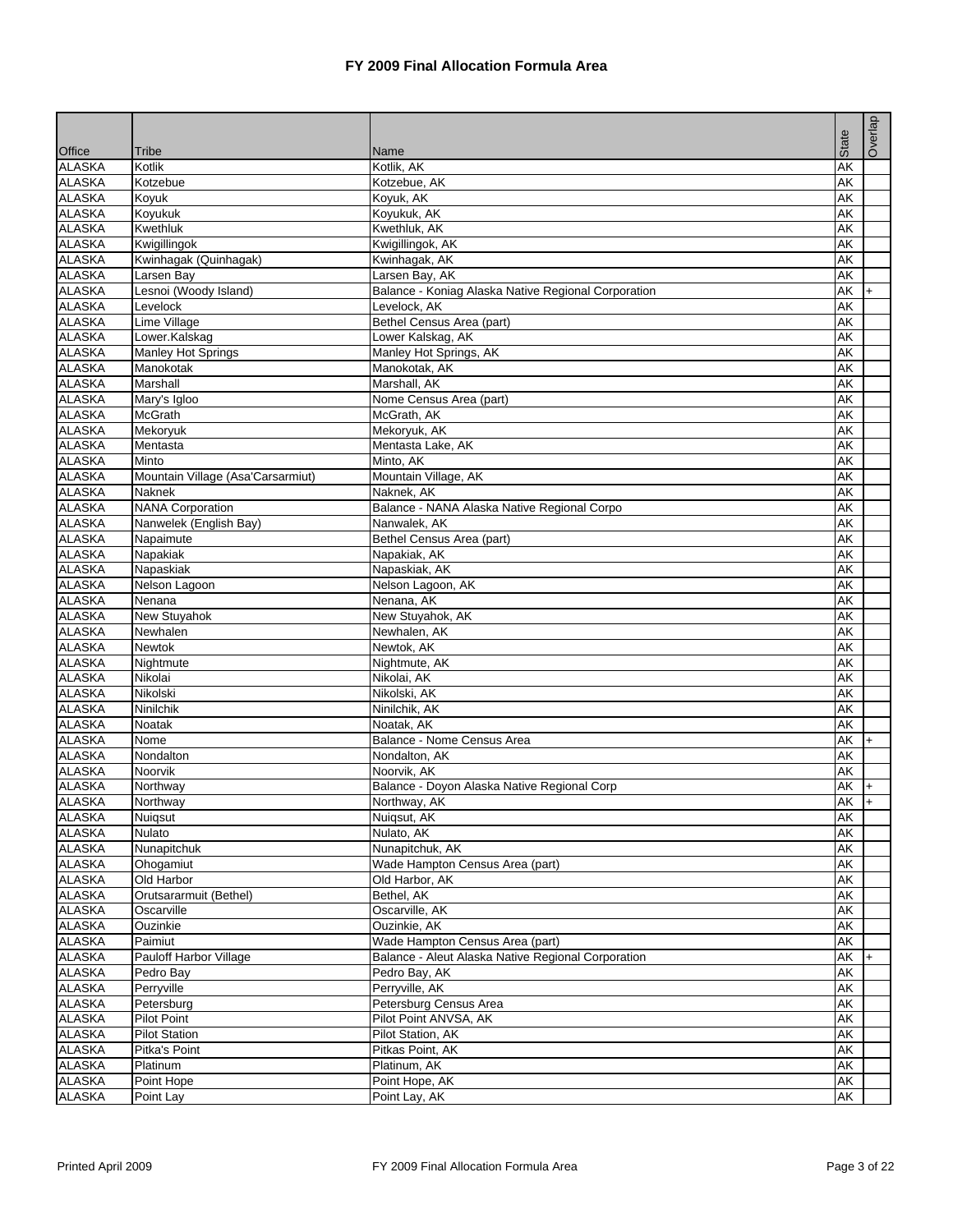# FY 2009 Final Allocation Formula Area

| Office | Tribe | Name | State | Overlap |
|---|---|---|---|---|
| ALASKA | Kotlik | Kotlik, AK | AK | |
| ALASKA | Kotzebue | Kotzebue, AK | AK | |
| ALASKA | Koyuk | Koyuk, AK | AK | |
| ALASKA | Koyukuk | Koyukuk, AK | AK | |
| ALASKA | Kwethluk | Kwethluk, AK | AK | |
| ALASKA | Kwigillingok | Kwigillingok, AK | AK | |
| ALASKA | Kwinhagak (Quinhagak) | Kwinhagak, AK | AK | |
| ALASKA | Larsen Bay | Larsen Bay, AK | AK | |
| ALASKA | Lesnoi (Woody Island) | Balance - Koniag Alaska Native Regional Corporation | AK | + |
| ALASKA | Levelock | Levelock, AK | AK | |
| ALASKA | Lime Village | Bethel Census Area (part) | AK | |
| ALASKA | Lower.Kalskag | Lower Kalskag, AK | AK | |
| ALASKA | Manley Hot Springs | Manley Hot Springs, AK | AK | |
| ALASKA | Manokotak | Manokotak, AK | AK | |
| ALASKA | Marshall | Marshall, AK | AK | |
| ALASKA | Mary's Igloo | Nome Census Area (part) | AK | |
| ALASKA | McGrath | McGrath, AK | AK | |
| ALASKA | Mekoryuk | Mekoryuk, AK | AK | |
| ALASKA | Mentasta | Mentasta Lake, AK | AK | |
| ALASKA | Minto | Minto, AK | AK | |
| ALASKA | Mountain Village (Asa'Carsarmiut) | Mountain Village, AK | AK | |
| ALASKA | Naknek | Naknek, AK | AK | |
| ALASKA | NANA Corporation | Balance - NANA Alaska Native Regional Corpo | AK | |
| ALASKA | Nanwelek (English Bay) | Nanwalek, AK | AK | |
| ALASKA | Napaimute | Bethel Census Area (part) | AK | |
| ALASKA | Napakiak | Napakiak, AK | AK | |
| ALASKA | Napaskiak | Napaskiak, AK | AK | |
| ALASKA | Nelson Lagoon | Nelson Lagoon, AK | AK | |
| ALASKA | Nenana | Nenana, AK | AK | |
| ALASKA | New Stuyahok | New Stuyahok, AK | AK | |
| ALASKA | Newhalen | Newhalen, AK | AK | |
| ALASKA | Newtok | Newtok, AK | AK | |
| ALASKA | Nightmute | Nightmute, AK | AK | |
| ALASKA | Nikolai | Nikolai, AK | AK | |
| ALASKA | Nikolski | Nikolski, AK | AK | |
| ALASKA | Ninilchik | Ninilchik, AK | AK | |
| ALASKA | Noatak | Noatak, AK | AK | |
| ALASKA | Nome | Balance - Nome Census Area | AK | + |
| ALASKA | Nondalton | Nondalton, AK | AK | |
| ALASKA | Noorvik | Noorvik, AK | AK | |
| ALASKA | Northway | Balance - Doyon Alaska Native Regional Corp | AK | + |
| ALASKA | Northway | Northway, AK | AK | + |
| ALASKA | Nuiqsut | Nuiqsut, AK | AK | |
| ALASKA | Nulato | Nulato, AK | AK | |
| ALASKA | Nunapitchuk | Nunapitchuk, AK | AK | |
| ALASKA | Ohogamiut | Wade Hampton Census Area (part) | AK | |
| ALASKA | Old Harbor | Old Harbor, AK | AK | |
| ALASKA | Orutsararmuit (Bethel) | Bethel, AK | AK | |
| ALASKA | Oscarville | Oscarville, AK | AK | |
| ALASKA | Ouzinkie | Ouzinkie, AK | AK | |
| ALASKA | Paimiut | Wade Hampton Census Area (part) | AK | |
| ALASKA | Pauloff Harbor Village | Balance - Aleut Alaska Native Regional Corporation | AK | + |
| ALASKA | Pedro Bay | Pedro Bay, AK | AK | |
| ALASKA | Perryville | Perryville, AK | AK | |
| ALASKA | Petersburg | Petersburg Census Area | AK | |
| ALASKA | Pilot Point | Pilot Point ANVSA, AK | AK | |
| ALASKA | Pilot Station | Pilot Station, AK | AK | |
| ALASKA | Pitka's Point | Pitkas Point, AK | AK | |
| ALASKA | Platinum | Platinum, AK | AK | |
| ALASKA | Point Hope | Point Hope, AK | AK | |
| ALASKA | Point Lay | Point Lay, AK | AK | |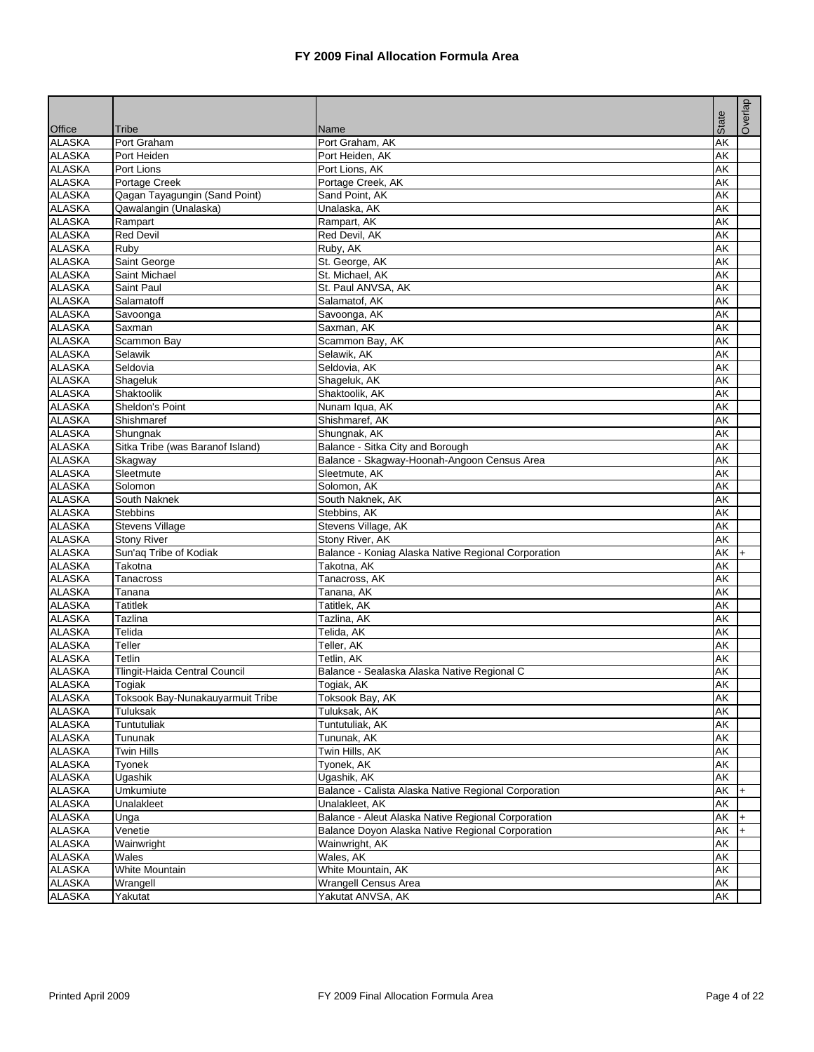# FY 2009 Final Allocation Formula Area

| Office | Tribe | Name | State | Overlap |
|---|---|---|---|---|
| ALASKA | Port Graham | Port Graham, AK | AK | |
| ALASKA | Port Heiden | Port Heiden, AK | AK | |
| ALASKA | Port Lions | Port Lions, AK | AK | |
| ALASKA | Portage Creek | Portage Creek, AK | AK | |
| ALASKA | Qagan Tayagungin (Sand Point) | Sand Point, AK | AK | |
| ALASKA | Qawalangin (Unalaska) | Unalaska, AK | AK | |
| ALASKA | Rampart | Rampart, AK | AK | |
| ALASKA | Red Devil | Red Devil, AK | AK | |
| ALASKA | Ruby | Ruby, AK | AK | |
| ALASKA | Saint George | St. George, AK | AK | |
| ALASKA | Saint Michael | St. Michael, AK | AK | |
| ALASKA | Saint Paul | St. Paul ANVSA, AK | AK | |
| ALASKA | Salamatoff | Salamatof, AK | AK | |
| ALASKA | Savoonga | Savoonga, AK | AK | |
| ALASKA | Saxman | Saxman, AK | AK | |
| ALASKA | Scammon Bay | Scammon Bay, AK | AK | |
| ALASKA | Selawik | Selawik, AK | AK | |
| ALASKA | Seldovia | Seldovia, AK | AK | |
| ALASKA | Shageluk | Shageluk, AK | AK | |
| ALASKA | Shaktoolik | Shaktoolik, AK | AK | |
| ALASKA | Sheldon's Point | Nunam Iqua, AK | AK | |
| ALASKA | Shishmaref | Shishmaref, AK | AK | |
| ALASKA | Shungnak | Shungnak, AK | AK | |
| ALASKA | Sitka Tribe (was Baranof Island) | Balance - Sitka City and Borough | AK | |
| ALASKA | Skagway | Balance - Skagway-Hoonah-Angoon Census Area | AK | |
| ALASKA | Sleetmute | Sleetmute, AK | AK | |
| ALASKA | Solomon | Solomon, AK | AK | |
| ALASKA | South Naknek | South Naknek, AK | AK | |
| ALASKA | Stebbins | Stebbins, AK | AK | |
| ALASKA | Stevens Village | Stevens Village, AK | AK | |
| ALASKA | Stony River | Stony River, AK | AK | |
| ALASKA | Sun'aq Tribe of Kodiak | Balance - Koniag Alaska Native Regional Corporation | AK | + |
| ALASKA | Takotna | Takotna, AK | AK | |
| ALASKA | Tanacross | Tanacross, AK | AK | |
| ALASKA | Tanana | Tanana, AK | AK | |
| ALASKA | Tatitlek | Tatitlek, AK | AK | |
| ALASKA | Tazlina | Tazlina, AK | AK | |
| ALASKA | Telida | Telida, AK | AK | |
| ALASKA | Teller | Teller, AK | AK | |
| ALASKA | Tetlin | Tetlin, AK | AK | |
| ALASKA | Tlingit-Haida Central Council | Balance - Sealaska Alaska Native Regional C | AK | |
| ALASKA | Togiak | Togiak, AK | AK | |
| ALASKA | Toksook Bay-Nunakauyarmuit Tribe | Toksook Bay, AK | AK | |
| ALASKA | Tuluksak | Tuluksak, AK | AK | |
| ALASKA | Tuntutuliak | Tuntutuliak, AK | AK | |
| ALASKA | Tununak | Tununak, AK | AK | |
| ALASKA | Twin Hills | Twin Hills, AK | AK | |
| ALASKA | Tyonek | Tyonek, AK | AK | |
| ALASKA | Ugashik | Ugashik, AK | AK | |
| ALASKA | Umkumiute | Balance - Calista Alaska Native Regional Corporation | AK | + |
| ALASKA | Unalakleet | Unalakleet, AK | AK | |
| ALASKA | Unga | Balance - Aleut Alaska Native Regional Corporation | AK | + |
| ALASKA | Venetie | Balance Doyon Alaska Native Regional Corporation | AK | + |
| ALASKA | Wainwright | Wainwright, AK | AK | |
| ALASKA | Wales | Wales, AK | AK | |
| ALASKA | White Mountain | White Mountain, AK | AK | |
| ALASKA | Wrangell | Wrangell Census Area | AK | |
| ALASKA | Yakutat | Yakutat ANVSA, AK | AK | |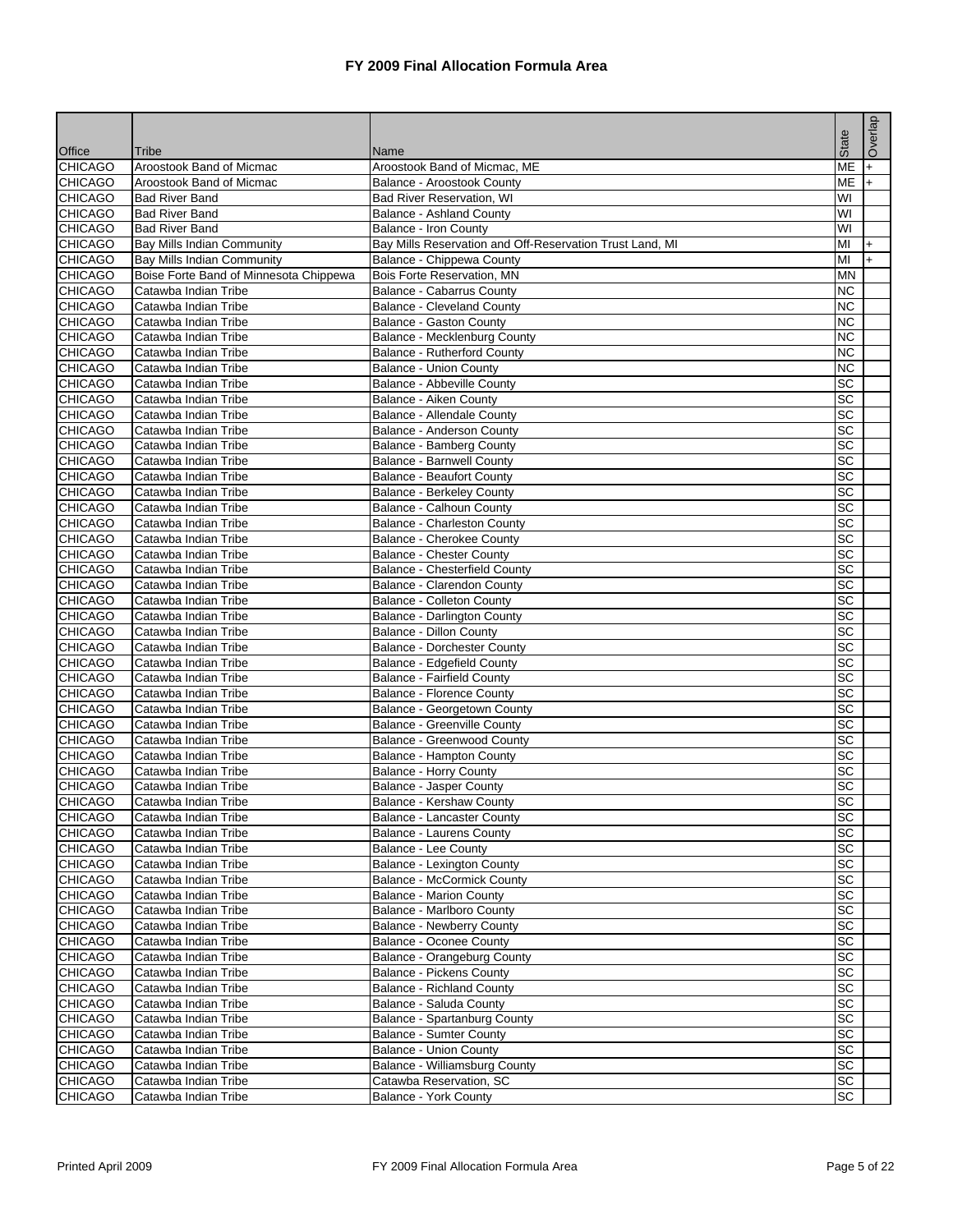# FY 2009 Final Allocation Formula Area

| Office | Tribe | Name | State | Overlap |
|---|---|---|---|---|
| CHICAGO | Aroostook Band of Micmac | Aroostook Band of Micmac, ME | ME | + |
| CHICAGO | Aroostook Band of Micmac | Balance - Aroostook County | ME | + |
| CHICAGO | Bad River Band | Bad River Reservation, WI | WI | |
| CHICAGO | Bad River Band | Balance - Ashland County | WI | |
| CHICAGO | Bad River Band | Balance - Iron County | WI | |
| CHICAGO | Bay Mills Indian Community | Bay Mills Reservation and Off-Reservation Trust Land, MI | MI | + |
| CHICAGO | Bay Mills Indian Community | Balance - Chippewa County | MI | + |
| CHICAGO | Boise Forte Band of Minnesota Chippewa | Bois Forte Reservation, MN | MN | |
| CHICAGO | Catawba Indian Tribe | Balance - Cabarrus County | NC | |
| CHICAGO | Catawba Indian Tribe | Balance - Cleveland County | NC | |
| CHICAGO | Catawba Indian Tribe | Balance - Gaston County | NC | |
| CHICAGO | Catawba Indian Tribe | Balance - Mecklenburg County | NC | |
| CHICAGO | Catawba Indian Tribe | Balance - Rutherford County | NC | |
| CHICAGO | Catawba Indian Tribe | Balance - Union County | NC | |
| CHICAGO | Catawba Indian Tribe | Balance - Abbeville County | SC | |
| CHICAGO | Catawba Indian Tribe | Balance - Aiken County | SC | |
| CHICAGO | Catawba Indian Tribe | Balance - Allendale County | SC | |
| CHICAGO | Catawba Indian Tribe | Balance - Anderson County | SC | |
| CHICAGO | Catawba Indian Tribe | Balance - Bamberg County | SC | |
| CHICAGO | Catawba Indian Tribe | Balance - Barnwell County | SC | |
| CHICAGO | Catawba Indian Tribe | Balance - Beaufort County | SC | |
| CHICAGO | Catawba Indian Tribe | Balance - Berkeley County | SC | |
| CHICAGO | Catawba Indian Tribe | Balance - Calhoun County | SC | |
| CHICAGO | Catawba Indian Tribe | Balance - Charleston County | SC | |
| CHICAGO | Catawba Indian Tribe | Balance - Cherokee County | SC | |
| CHICAGO | Catawba Indian Tribe | Balance - Chester County | SC | |
| CHICAGO | Catawba Indian Tribe | Balance - Chesterfield County | SC | |
| CHICAGO | Catawba Indian Tribe | Balance - Clarendon County | SC | |
| CHICAGO | Catawba Indian Tribe | Balance - Colleton County | SC | |
| CHICAGO | Catawba Indian Tribe | Balance - Darlington County | SC | |
| CHICAGO | Catawba Indian Tribe | Balance - Dillon County | SC | |
| CHICAGO | Catawba Indian Tribe | Balance - Dorchester County | SC | |
| CHICAGO | Catawba Indian Tribe | Balance - Edgefield County | SC | |
| CHICAGO | Catawba Indian Tribe | Balance - Fairfield County | SC | |
| CHICAGO | Catawba Indian Tribe | Balance - Florence County | SC | |
| CHICAGO | Catawba Indian Tribe | Balance - Georgetown County | SC | |
| CHICAGO | Catawba Indian Tribe | Balance - Greenville County | SC | |
| CHICAGO | Catawba Indian Tribe | Balance - Greenwood County | SC | |
| CHICAGO | Catawba Indian Tribe | Balance - Hampton County | SC | |
| CHICAGO | Catawba Indian Tribe | Balance - Horry County | SC | |
| CHICAGO | Catawba Indian Tribe | Balance - Jasper County | SC | |
| CHICAGO | Catawba Indian Tribe | Balance - Kershaw County | SC | |
| CHICAGO | Catawba Indian Tribe | Balance - Lancaster County | SC | |
| CHICAGO | Catawba Indian Tribe | Balance - Laurens County | SC | |
| CHICAGO | Catawba Indian Tribe | Balance - Lee County | SC | |
| CHICAGO | Catawba Indian Tribe | Balance - Lexington County | SC | |
| CHICAGO | Catawba Indian Tribe | Balance - McCormick County | SC | |
| CHICAGO | Catawba Indian Tribe | Balance - Marion County | SC | |
| CHICAGO | Catawba Indian Tribe | Balance - Marlboro County | SC | |
| CHICAGO | Catawba Indian Tribe | Balance - Newberry County | SC | |
| CHICAGO | Catawba Indian Tribe | Balance - Oconee County | SC | |
| CHICAGO | Catawba Indian Tribe | Balance - Orangeburg County | SC | |
| CHICAGO | Catawba Indian Tribe | Balance - Pickens County | SC | |
| CHICAGO | Catawba Indian Tribe | Balance - Richland County | SC | |
| CHICAGO | Catawba Indian Tribe | Balance - Saluda County | SC | |
| CHICAGO | Catawba Indian Tribe | Balance - Spartanburg County | SC | |
| CHICAGO | Catawba Indian Tribe | Balance - Sumter County | SC | |
| CHICAGO | Catawba Indian Tribe | Balance - Union County | SC | |
| CHICAGO | Catawba Indian Tribe | Balance - Williamsburg County | SC | |
| CHICAGO | Catawba Indian Tribe | Catawba Reservation, SC | SC | |
| CHICAGO | Catawba Indian Tribe | Balance - York County | SC | |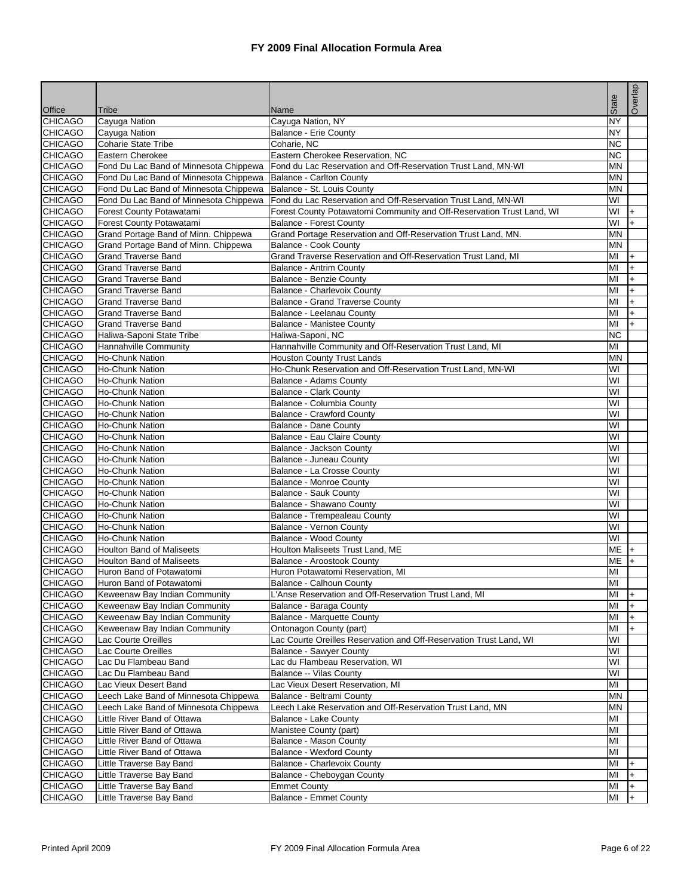# FY 2009 Final Allocation Formula Area

| Office | Tribe | Name | State | Overlap |
|---|---|---|---|---|
| CHICAGO | Cayuga Nation | Cayuga Nation, NY | NY | |
| CHICAGO | Cayuga Nation | Balance - Erie County | NY | |
| CHICAGO | Coharie State Tribe | Coharie, NC | NC | |
| CHICAGO | Eastern Cherokee | Eastern Cherokee Reservation, NC | NC | |
| CHICAGO | Fond Du Lac Band of Minnesota Chippewa | Fond du Lac Reservation and Off-Reservation Trust Land, MN-WI | MN | |
| CHICAGO | Fond Du Lac Band of Minnesota Chippewa | Balance - Carlton County | MN | |
| CHICAGO | Fond Du Lac Band of Minnesota Chippewa | Balance - St. Louis County | MN | |
| CHICAGO | Fond Du Lac Band of Minnesota Chippewa | Fond du Lac Reservation and Off-Reservation Trust Land, MN-WI | WI | |
| CHICAGO | Forest County Potawatami | Forest County Potawatomi Community and Off-Reservation Trust Land, WI | WI | + |
| CHICAGO | Forest County Potawatami | Balance - Forest County | WI | + |
| CHICAGO | Grand Portage Band of Minn. Chippewa | Grand Portage Reservation and Off-Reservation Trust Land, MN. | MN | |
| CHICAGO | Grand Portage Band of Minn. Chippewa | Balance - Cook County | MN | |
| CHICAGO | Grand Traverse Band | Grand Traverse Reservation and Off-Reservation Trust Land, MI | MI | + |
| CHICAGO | Grand Traverse Band | Balance - Antrim County | MI | + |
| CHICAGO | Grand Traverse Band | Balance - Benzie County | MI | + |
| CHICAGO | Grand Traverse Band | Balance - Charlevoix County | MI | + |
| CHICAGO | Grand Traverse Band | Balance - Grand Traverse County | MI | + |
| CHICAGO | Grand Traverse Band | Balance - Leelanau County | MI | + |
| CHICAGO | Grand Traverse Band | Balance - Manistee County | MI | + |
| CHICAGO | Haliwa-Saponi State Tribe | Haliwa-Saponi, NC | NC | |
| CHICAGO | Hannahville Community | Hannahville Community and Off-Reservation Trust Land, MI | MI | |
| CHICAGO | Ho-Chunk Nation | Houston County Trust Lands | MN | |
| CHICAGO | Ho-Chunk Nation | Ho-Chunk Reservation and Off-Reservation Trust Land, MN-WI | WI | |
| CHICAGO | Ho-Chunk Nation | Balance - Adams County | WI | |
| CHICAGO | Ho-Chunk Nation | Balance - Clark County | WI | |
| CHICAGO | Ho-Chunk Nation | Balance - Columbia County | WI | |
| CHICAGO | Ho-Chunk Nation | Balance - Crawford County | WI | |
| CHICAGO | Ho-Chunk Nation | Balance - Dane County | WI | |
| CHICAGO | Ho-Chunk Nation | Balance - Eau Claire County | WI | |
| CHICAGO | Ho-Chunk Nation | Balance - Jackson County | WI | |
| CHICAGO | Ho-Chunk Nation | Balance - Juneau County | WI | |
| CHICAGO | Ho-Chunk Nation | Balance - La Crosse County | WI | |
| CHICAGO | Ho-Chunk Nation | Balance - Monroe County | WI | |
| CHICAGO | Ho-Chunk Nation | Balance - Sauk County | WI | |
| CHICAGO | Ho-Chunk Nation | Balance - Shawano County | WI | |
| CHICAGO | Ho-Chunk Nation | Balance - Trempealeau County | WI | |
| CHICAGO | Ho-Chunk Nation | Balance - Vernon County | WI | |
| CHICAGO | Ho-Chunk Nation | Balance - Wood County | WI | |
| CHICAGO | Houlton Band of Maliseets | Houlton Maliseets Trust Land, ME | ME | + |
| CHICAGO | Houlton Band of Maliseets | Balance - Aroostook County | ME | + |
| CHICAGO | Huron Band of Potawatomi | Huron Potawatomi Reservation, MI | MI | |
| CHICAGO | Huron Band of Potawatomi | Balance - Calhoun County | MI | |
| CHICAGO | Keweenaw Bay Indian Community | L'Anse Reservation and Off-Reservation Trust Land, MI | MI | + |
| CHICAGO | Keweenaw Bay Indian Community | Balance - Baraga County | MI | + |
| CHICAGO | Keweenaw Bay Indian Community | Balance - Marquette County | MI | + |
| CHICAGO | Keweenaw Bay Indian Community | Ontonagon County (part) | MI | + |
| CHICAGO | Lac Courte Oreilles | Lac Courte Oreilles Reservation and Off-Reservation Trust Land, WI | WI | |
| CHICAGO | Lac Courte Oreilles | Balance - Sawyer County | WI | |
| CHICAGO | Lac Du Flambeau Band | Lac du Flambeau Reservation, WI | WI | |
| CHICAGO | Lac Du Flambeau Band | Balance -- Vilas County | WI | |
| CHICAGO | Lac Vieux Desert Band | Lac Vieux Desert Reservation, MI | MI | |
| CHICAGO | Leech Lake Band of Minnesota Chippewa | Balance - Beltrami County | MN | |
| CHICAGO | Leech Lake Band of Minnesota Chippewa | Leech Lake Reservation and Off-Reservation Trust Land, MN | MN | |
| CHICAGO | Little River Band of Ottawa | Balance - Lake County | MI | |
| CHICAGO | Little River Band of Ottawa | Manistee County (part) | MI | |
| CHICAGO | Little River Band of Ottawa | Balance - Mason County | MI | |
| CHICAGO | Little River Band of Ottawa | Balance - Wexford County | MI | |
| CHICAGO | Little Traverse Bay Band | Balance - Charlevoix County | MI | + |
| CHICAGO | Little Traverse Bay Band | Balance - Cheboygan County | MI | + |
| CHICAGO | Little Traverse Bay Band | Emmet County | MI | + |
| CHICAGO | Little Traverse Bay Band | Balance - Emmet County | MI | + |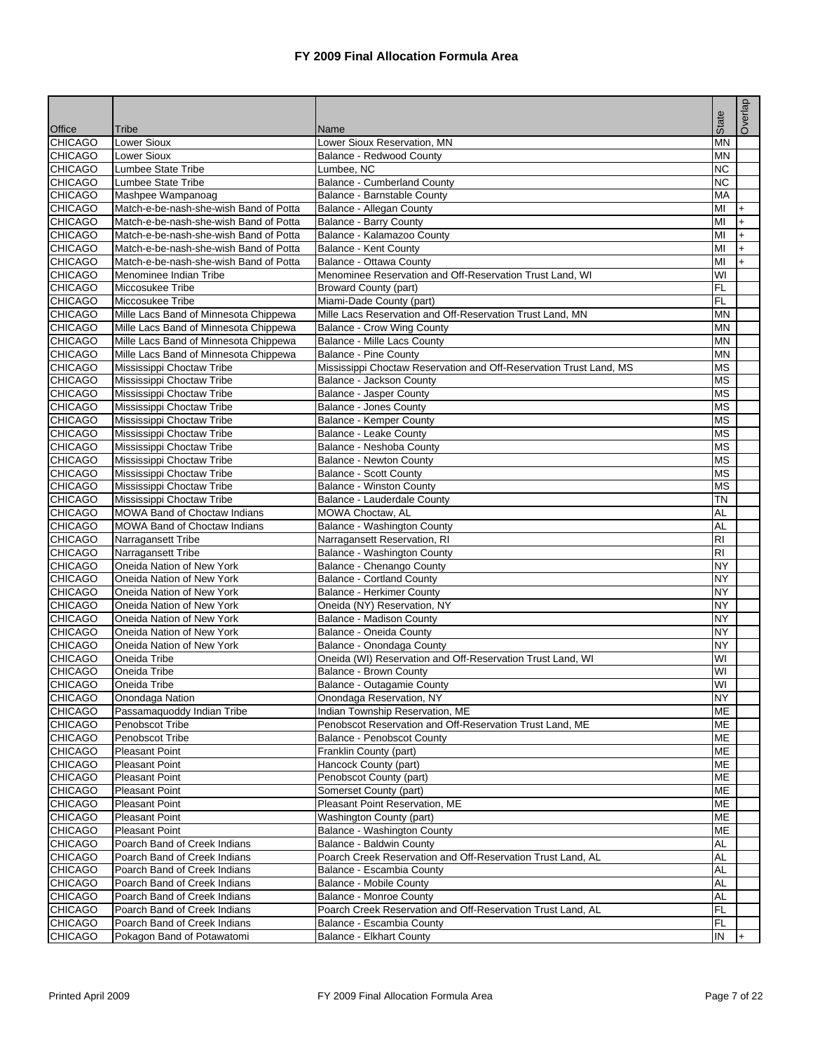# FY 2009 Final Allocation Formula Area

| Office | Tribe | Name | State | Overlap |
|---|---|---|---|---|
| CHICAGO | Lower Sioux | Lower Sioux Reservation, MN | MN | |
| CHICAGO | Lower Sioux | Balance - Redwood County | MN | |
| CHICAGO | Lumbee State Tribe | Lumbee, NC | NC | |
| CHICAGO | Lumbee State Tribe | Balance - Cumberland County | NC | |
| CHICAGO | Mashpee Wampanoag | Balance - Barnstable County | MA | |
| CHICAGO | Match-e-be-nash-she-wish Band of Potta | Balance - Allegan County | MI | + |
| CHICAGO | Match-e-be-nash-she-wish Band of Potta | Balance - Barry County | MI | + |
| CHICAGO | Match-e-be-nash-she-wish Band of Potta | Balance - Kalamazoo County | MI | + |
| CHICAGO | Match-e-be-nash-she-wish Band of Potta | Balance - Kent County | MI | + |
| CHICAGO | Match-e-be-nash-she-wish Band of Potta | Balance - Ottawa County | MI | + |
| CHICAGO | Menominee Indian Tribe | Menominee Reservation and Off-Reservation Trust Land, WI | WI | |
| CHICAGO | Miccosukee Tribe | Broward County (part) | FL | |
| CHICAGO | Miccosukee Tribe | Miami-Dade County (part) | FL | |
| CHICAGO | Mille Lacs Band of Minnesota Chippewa | Mille Lacs Reservation and Off-Reservation Trust Land, MN | MN | |
| CHICAGO | Mille Lacs Band of Minnesota Chippewa | Balance - Crow Wing County | MN | |
| CHICAGO | Mille Lacs Band of Minnesota Chippewa | Balance - Mille Lacs County | MN | |
| CHICAGO | Mille Lacs Band of Minnesota Chippewa | Balance - Pine County | MN | |
| CHICAGO | Mississippi Choctaw Tribe | Mississippi Choctaw Reservation and Off-Reservation Trust Land, MS | MS | |
| CHICAGO | Mississippi Choctaw Tribe | Balance - Jackson County | MS | |
| CHICAGO | Mississippi Choctaw Tribe | Balance - Jasper County | MS | |
| CHICAGO | Mississippi Choctaw Tribe | Balance - Jones County | MS | |
| CHICAGO | Mississippi Choctaw Tribe | Balance - Kemper County | MS | |
| CHICAGO | Mississippi Choctaw Tribe | Balance - Leake County | MS | |
| CHICAGO | Mississippi Choctaw Tribe | Balance - Neshoba County | MS | |
| CHICAGO | Mississippi Choctaw Tribe | Balance - Newton County | MS | |
| CHICAGO | Mississippi Choctaw Tribe | Balance - Scott County | MS | |
| CHICAGO | Mississippi Choctaw Tribe | Balance - Winston County | MS | |
| CHICAGO | Mississippi Choctaw Tribe | Balance - Lauderdale County | TN | |
| CHICAGO | MOWA Band of Choctaw Indians | MOWA Choctaw, AL | AL | |
| CHICAGO | MOWA Band of Choctaw Indians | Balance - Washington County | AL | |
| CHICAGO | Narragansett Tribe | Narragansett Reservation, RI | RI | |
| CHICAGO | Narragansett Tribe | Balance - Washington County | RI | |
| CHICAGO | Oneida Nation of New York | Balance - Chenango County | NY | |
| CHICAGO | Oneida Nation of New York | Balance - Cortland County | NY | |
| CHICAGO | Oneida Nation of New York | Balance - Herkimer County | NY | |
| CHICAGO | Oneida Nation of New York | Oneida (NY) Reservation, NY | NY | |
| CHICAGO | Oneida Nation of New York | Balance - Madison County | NY | |
| CHICAGO | Oneida Nation of New York | Balance - Oneida County | NY | |
| CHICAGO | Oneida Nation of New York | Balance - Onondaga County | NY | |
| CHICAGO | Oneida Tribe | Oneida (WI) Reservation and Off-Reservation Trust Land, WI | WI | |
| CHICAGO | Oneida Tribe | Balance - Brown County | WI | |
| CHICAGO | Oneida Tribe | Balance - Outagamie County | WI | |
| CHICAGO | Onondaga Nation | Onondaga Reservation, NY | NY | |
| CHICAGO | Passamaquoddy Indian Tribe | Indian Township Reservation, ME | ME | |
| CHICAGO | Penobscot Tribe | Penobscot Reservation and Off-Reservation Trust Land, ME | ME | |
| CHICAGO | Penobscot Tribe | Balance - Penobscot County | ME | |
| CHICAGO | Pleasant Point | Franklin County (part) | ME | |
| CHICAGO | Pleasant Point | Hancock County (part) | ME | |
| CHICAGO | Pleasant Point | Penobscot County (part) | ME | |
| CHICAGO | Pleasant Point | Somerset County (part) | ME | |
| CHICAGO | Pleasant Point | Pleasant Point Reservation, ME | ME | |
| CHICAGO | Pleasant Point | Washington County (part) | ME | |
| CHICAGO | Pleasant Point | Balance - Washington County | ME | |
| CHICAGO | Poarch Band of Creek Indians | Balance - Baldwin County | AL | |
| CHICAGO | Poarch Band of Creek Indians | Poarch Creek Reservation and Off-Reservation Trust Land, AL | AL | |
| CHICAGO | Poarch Band of Creek Indians | Balance - Escambia County | AL | |
| CHICAGO | Poarch Band of Creek Indians | Balance - Mobile County | AL | |
| CHICAGO | Poarch Band of Creek Indians | Balance - Monroe County | AL | |
| CHICAGO | Poarch Band of Creek Indians | Poarch Creek Reservation and Off-Reservation Trust Land, AL | FL | |
| CHICAGO | Poarch Band of Creek Indians | Balance - Escambia County | FL | |
| CHICAGO | Pokagon Band of Potawatomi | Balance - Elkhart County | IN | + |

Printed April 2009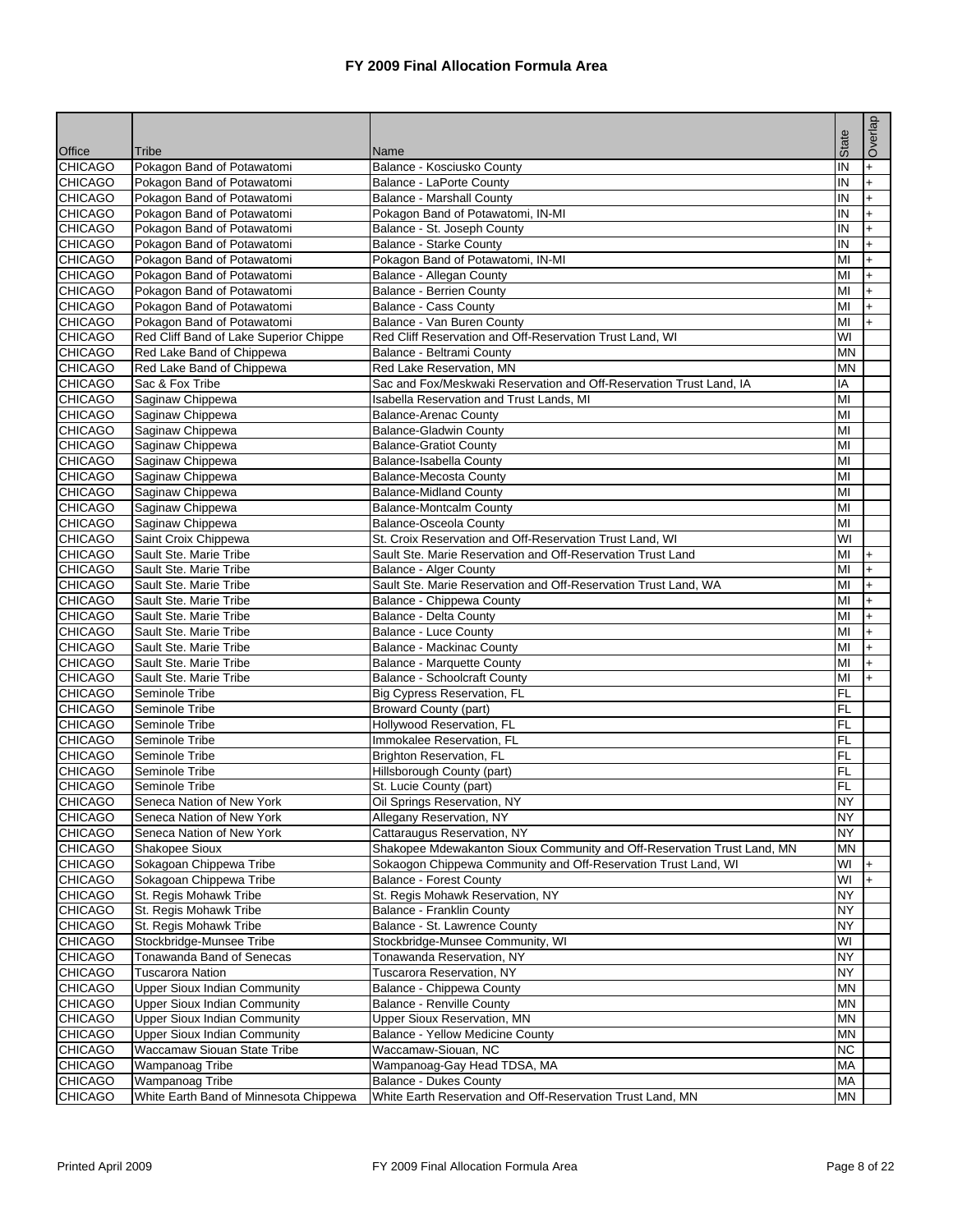# FY 2009 Final Allocation Formula Area

| Office | Tribe | Name | State | Overlap |
|---|---|---|---|---|
| CHICAGO | Pokagon Band of Potawatomi | Balance - Kosciusko County | IN | + |
| CHICAGO | Pokagon Band of Potawatomi | Balance - LaPorte County | IN | + |
| CHICAGO | Pokagon Band of Potawatomi | Balance - Marshall County | IN | + |
| CHICAGO | Pokagon Band of Potawatomi | Pokagon Band of Potawatomi, IN-MI | IN | + |
| CHICAGO | Pokagon Band of Potawatomi | Balance - St. Joseph County | IN | + |
| CHICAGO | Pokagon Band of Potawatomi | Balance - Starke County | IN | + |
| CHICAGO | Pokagon Band of Potawatomi | Pokagon Band of Potawatomi, IN-MI | MI | + |
| CHICAGO | Pokagon Band of Potawatomi | Balance - Allegan County | MI | + |
| CHICAGO | Pokagon Band of Potawatomi | Balance - Berrien County | MI | + |
| CHICAGO | Pokagon Band of Potawatomi | Balance - Cass County | MI | + |
| CHICAGO | Pokagon Band of Potawatomi | Balance - Van Buren County | MI | + |
| CHICAGO | Red Cliff Band of Lake Superior Chippe | Red Cliff Reservation and Off-Reservation Trust Land, WI | WI | |
| CHICAGO | Red Lake Band of Chippewa | Balance - Beltrami County | MN | |
| CHICAGO | Red Lake Band of Chippewa | Red Lake Reservation, MN | MN | |
| CHICAGO | Sac & Fox Tribe | Sac and Fox/Meskwaki Reservation and Off-Reservation Trust Land, IA | IA | |
| CHICAGO | Saginaw Chippewa | Isabella Reservation and Trust Lands, MI | MI | |
| CHICAGO | Saginaw Chippewa | Balance-Arenac County | MI | |
| CHICAGO | Saginaw Chippewa | Balance-Gladwin County | MI | |
| CHICAGO | Saginaw Chippewa | Balance-Gratiot County | MI | |
| CHICAGO | Saginaw Chippewa | Balance-Isabella County | MI | |
| CHICAGO | Saginaw Chippewa | Balance-Mecosta County | MI | |
| CHICAGO | Saginaw Chippewa | Balance-Midland County | MI | |
| CHICAGO | Saginaw Chippewa | Balance-Montcalm County | MI | |
| CHICAGO | Saginaw Chippewa | Balance-Osceola County | MI | |
| CHICAGO | Saint Croix Chippewa | St. Croix Reservation and Off-Reservation Trust Land, WI | WI | |
| CHICAGO | Sault Ste. Marie Tribe | Sault Ste. Marie Reservation and Off-Reservation Trust Land | MI | + |
| CHICAGO | Sault Ste. Marie Tribe | Balance - Alger County | MI | + |
| CHICAGO | Sault Ste. Marie Tribe | Sault Ste. Marie Reservation and Off-Reservation Trust Land, WA | MI | + |
| CHICAGO | Sault Ste. Marie Tribe | Balance - Chippewa County | MI | + |
| CHICAGO | Sault Ste. Marie Tribe | Balance - Delta County | MI | + |
| CHICAGO | Sault Ste. Marie Tribe | Balance - Luce County | MI | + |
| CHICAGO | Sault Ste. Marie Tribe | Balance - Mackinac County | MI | + |
| CHICAGO | Sault Ste. Marie Tribe | Balance - Marquette County | MI | + |
| CHICAGO | Sault Ste. Marie Tribe | Balance - Schoolcraft County | MI | + |
| CHICAGO | Seminole Tribe | Big Cypress Reservation, FL | FL | |
| CHICAGO | Seminole Tribe | Broward County (part) | FL | |
| CHICAGO | Seminole Tribe | Hollywood Reservation, FL | FL | |
| CHICAGO | Seminole Tribe | Immokalee Reservation, FL | FL | |
| CHICAGO | Seminole Tribe | Brighton Reservation, FL | FL | |
| CHICAGO | Seminole Tribe | Hillsborough County (part) | FL | |
| CHICAGO | Seminole Tribe | St. Lucie County (part) | FL | |
| CHICAGO | Seneca Nation of New York | Oil Springs Reservation, NY | NY | |
| CHICAGO | Seneca Nation of New York | Allegany Reservation, NY | NY | |
| CHICAGO | Seneca Nation of New York | Cattaraugus Reservation, NY | NY | |
| CHICAGO | Shakopee Sioux | Shakopee Mdewakanton Sioux Community and Off-Reservation Trust Land, MN | MN | |
| CHICAGO | Sokagoan Chippewa Tribe | Sokaogon Chippewa Community and Off-Reservation Trust Land, WI | WI | + |
| CHICAGO | Sokagoan Chippewa Tribe | Balance - Forest County | WI | + |
| CHICAGO | St. Regis Mohawk Tribe | St. Regis Mohawk Reservation, NY | NY | |
| CHICAGO | St. Regis Mohawk Tribe | Balance - Franklin County | NY | |
| CHICAGO | St. Regis Mohawk Tribe | Balance - St. Lawrence County | NY | |
| CHICAGO | Stockbridge-Munsee Tribe | Stockbridge-Munsee Community, WI | WI | |
| CHICAGO | Tonawanda Band of Senecas | Tonawanda Reservation, NY | NY | |
| CHICAGO | Tuscarora Nation | Tuscarora Reservation, NY | NY | |
| CHICAGO | Upper Sioux Indian Community | Balance - Chippewa County | MN | |
| CHICAGO | Upper Sioux Indian Community | Balance - Renville County | MN | |
| CHICAGO | Upper Sioux Indian Community | Upper Sioux Reservation, MN | MN | |
| CHICAGO | Upper Sioux Indian Community | Balance - Yellow Medicine County | MN | |
| CHICAGO | Waccamaw Siouan State Tribe | Waccamaw-Siouan, NC | NC | |
| CHICAGO | Wampanoag Tribe | Wampanoag-Gay Head TDSA, MA | MA | |
| CHICAGO | Wampanoag Tribe | Balance - Dukes County | MA | |
| CHICAGO | White Earth Band of Minnesota Chippewa | White Earth Reservation and Off-Reservation Trust Land, MN | MN | |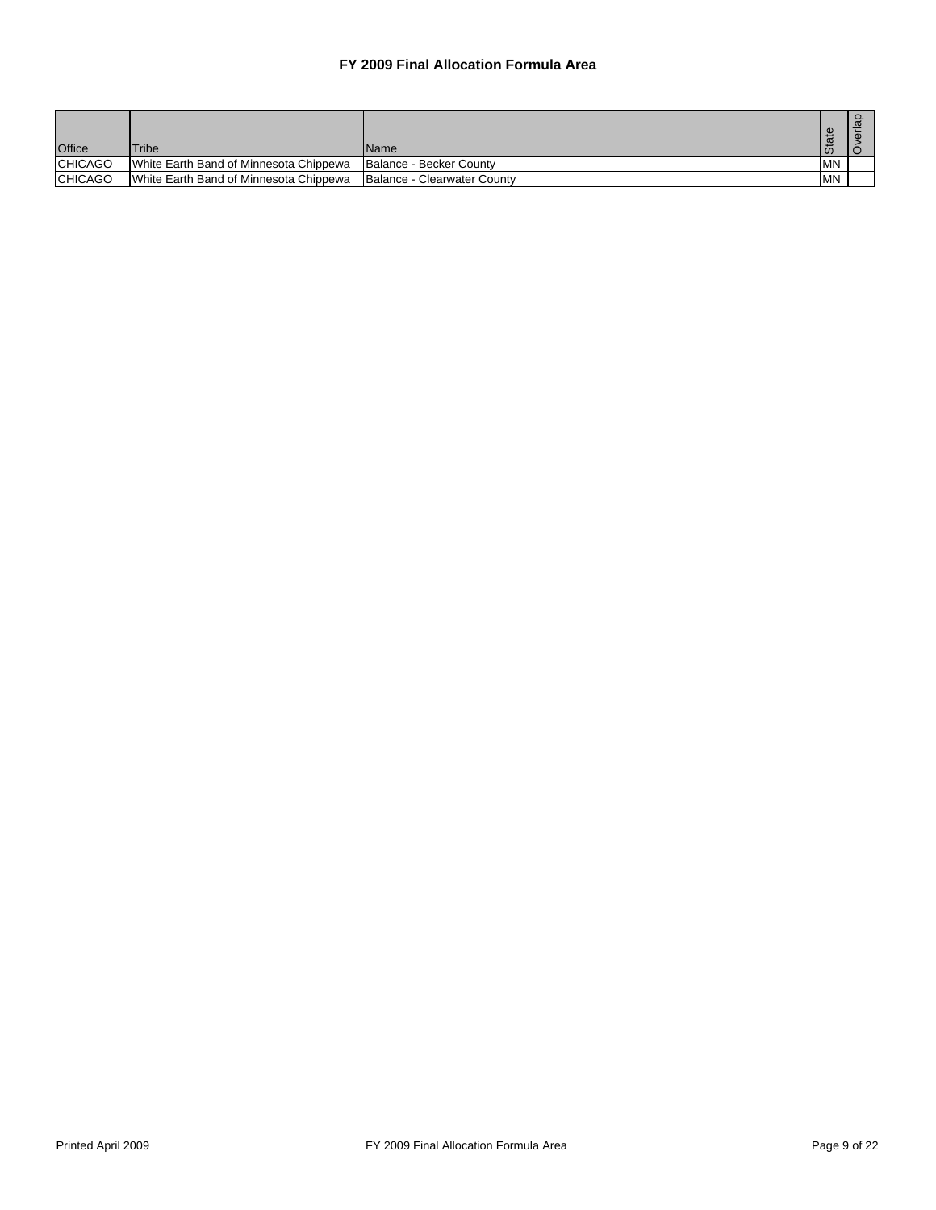### FY 2009 Final Allocation Formula Area

| Office | Tribe | Name | State | Overlap |
|---|---|---|---|---|
| CHICAGO | White Earth Band of Minnesota Chippewa | Balance - Becker County | MN | |
| CHICAGO | White Earth Band of Minnesota Chippewa | Balance - Clearwater County | MN | |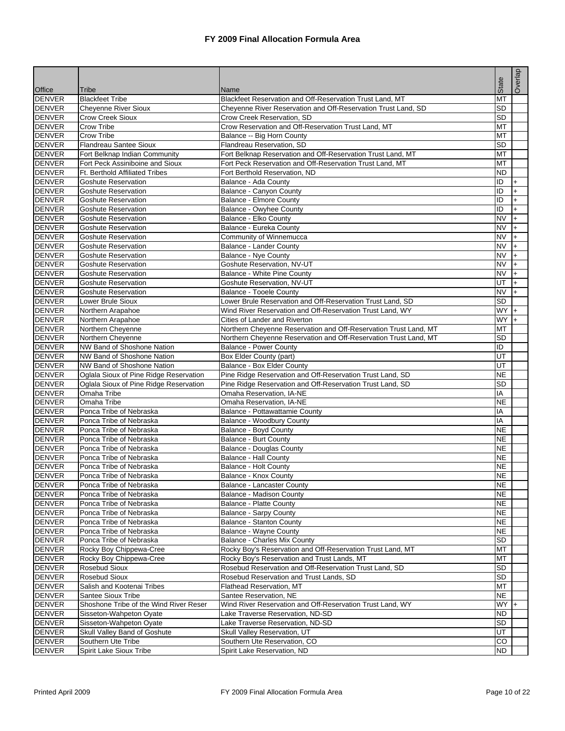# FY 2009 Final Allocation Formula Area

| Office | Tribe | Name | State | Overlap |
|---|---|---|---|---|
| DENVER | Blackfeet Tribe | Blackfeet Reservation and Off-Reservation Trust Land, MT | MT | |
| DENVER | Cheyenne River Sioux | Cheyenne River Reservation and Off-Reservation Trust Land, SD | SD | |
| DENVER | Crow Creek Sioux | Crow Creek Reservation, SD | SD | |
| DENVER | Crow Tribe | Crow Reservation and Off-Reservation Trust Land, MT | MT | |
| DENVER | Crow Tribe | Balance -- Big Horn County | MT | |
| DENVER | Flandreau Santee Sioux | Flandreau Reservation, SD | SD | |
| DENVER | Fort Belknap Indian Community | Fort Belknap Reservation and Off-Reservation Trust Land, MT | MT | |
| DENVER | Fort Peck Assiniboine and Sioux | Fort Peck Reservation and Off-Reservation Trust Land, MT | MT | |
| DENVER | Ft. Berthold Affiliated Tribes | Fort Berthold Reservation, ND | ND | |
| DENVER | Goshute Reservation | Balance - Ada County | ID | + |
| DENVER | Goshute Reservation | Balance - Canyon County | ID | + |
| DENVER | Goshute Reservation | Balance - Elmore County | ID | + |
| DENVER | Goshute Reservation | Balance - Owyhee County | ID | + |
| DENVER | Goshute Reservation | Balance - Elko County | NV | + |
| DENVER | Goshute Reservation | Balance - Eureka County | NV | + |
| DENVER | Goshute Reservation | Community of Winnemucca | NV | + |
| DENVER | Goshute Reservation | Balance - Lander County | NV | + |
| DENVER | Goshute Reservation | Balance - Nye County | NV | + |
| DENVER | Goshute Reservation | Goshute Reservation, NV-UT | NV | + |
| DENVER | Goshute Reservation | Balance - White Pine County | NV | + |
| DENVER | Goshute Reservation | Goshute Reservation, NV-UT | UT | + |
| DENVER | Goshute Reservation | Balance - Tooele County | NV | + |
| DENVER | Lower Brule Sioux | Lower Brule Reservation and Off-Reservation Trust Land, SD | SD | |
| DENVER | Northern Arapahoe | Wind River Reservation and Off-Reservation Trust Land, WY | WY | + |
| DENVER | Northern Arapahoe | Cities of Lander and Riverton | WY | + |
| DENVER | Northern Cheyenne | Northern Cheyenne Reservation and Off-Reservation Trust Land, MT | MT | |
| DENVER | Northern Cheyenne | Northern Cheyenne Reservation and Off-Reservation Trust Land, MT | SD | |
| DENVER | NW Band of Shoshone Nation | Balance - Power County | ID | |
| DENVER | NW Band of Shoshone Nation | Box Elder County (part) | UT | |
| DENVER | NW Band of Shoshone Nation | Balance - Box Elder County | UT | |
| DENVER | Oglala Sioux of Pine Ridge Reservation | Pine Ridge Reservation and Off-Reservation Trust Land, SD | NE | |
| DENVER | Oglala Sioux of Pine Ridge Reservation | Pine Ridge Reservation and Off-Reservation Trust Land, SD | SD | |
| DENVER | Omaha Tribe | Omaha Reservation, IA-NE | IA | |
| DENVER | Omaha Tribe | Omaha Reservation, IA-NE | NE | |
| DENVER | Ponca Tribe of Nebraska | Balance - Pottawattamie County | IA | |
| DENVER | Ponca Tribe of Nebraska | Balance - Woodbury County | IA | |
| DENVER | Ponca Tribe of Nebraska | Balance - Boyd County | NE | |
| DENVER | Ponca Tribe of Nebraska | Balance - Burt County | NE | |
| DENVER | Ponca Tribe of Nebraska | Balance - Douglas County | NE | |
| DENVER | Ponca Tribe of Nebraska | Balance - Hall County | NE | |
| DENVER | Ponca Tribe of Nebraska | Balance - Holt County | NE | |
| DENVER | Ponca Tribe of Nebraska | Balance - Knox County | NE | |
| DENVER | Ponca Tribe of Nebraska | Balance - Lancaster County | NE | |
| DENVER | Ponca Tribe of Nebraska | Balance - Madison County | NE | |
| DENVER | Ponca Tribe of Nebraska | Balance - Platte County | NE | |
| DENVER | Ponca Tribe of Nebraska | Balance - Sarpy County | NE | |
| DENVER | Ponca Tribe of Nebraska | Balance - Stanton County | NE | |
| DENVER | Ponca Tribe of Nebraska | Balance - Wayne County | NE | |
| DENVER | Ponca Tribe of Nebraska | Balance - Charles Mix County | SD | |
| DENVER | Rocky Boy Chippewa-Cree | Rocky Boy's Reservation and Off-Reservation Trust Land, MT | MT | |
| DENVER | Rocky Boy Chippewa-Cree | Rocky Boy's Reservation and Trust Lands, MT | MT | |
| DENVER | Rosebud Sioux | Rosebud Reservation and Off-Reservation Trust Land, SD | SD | |
| DENVER | Rosebud Sioux | Rosebud Reservation and Trust Lands, SD | SD | |
| DENVER | Salish and Kootenai Tribes | Flathead Reservation, MT | MT | |
| DENVER | Santee Sioux Tribe | Santee Reservation, NE | NE | |
| DENVER | Shoshone Tribe of the Wind River Reser | Wind River Reservation and Off-Reservation Trust Land, WY | WY | + |
| DENVER | Sisseton-Wahpeton Oyate | Lake Traverse Reservation, ND-SD | ND | |
| DENVER | Sisseton-Wahpeton Oyate | Lake Traverse Reservation, ND-SD | SD | |
| DENVER | Skull Valley Band of Goshute | Skull Valley Reservation, UT | UT | |
| DENVER | Southern Ute Tribe | Southern Ute Reservation, CO | CO | |
| DENVER | Spirit Lake Sioux Tribe | Spirit Lake Reservation, ND | ND | |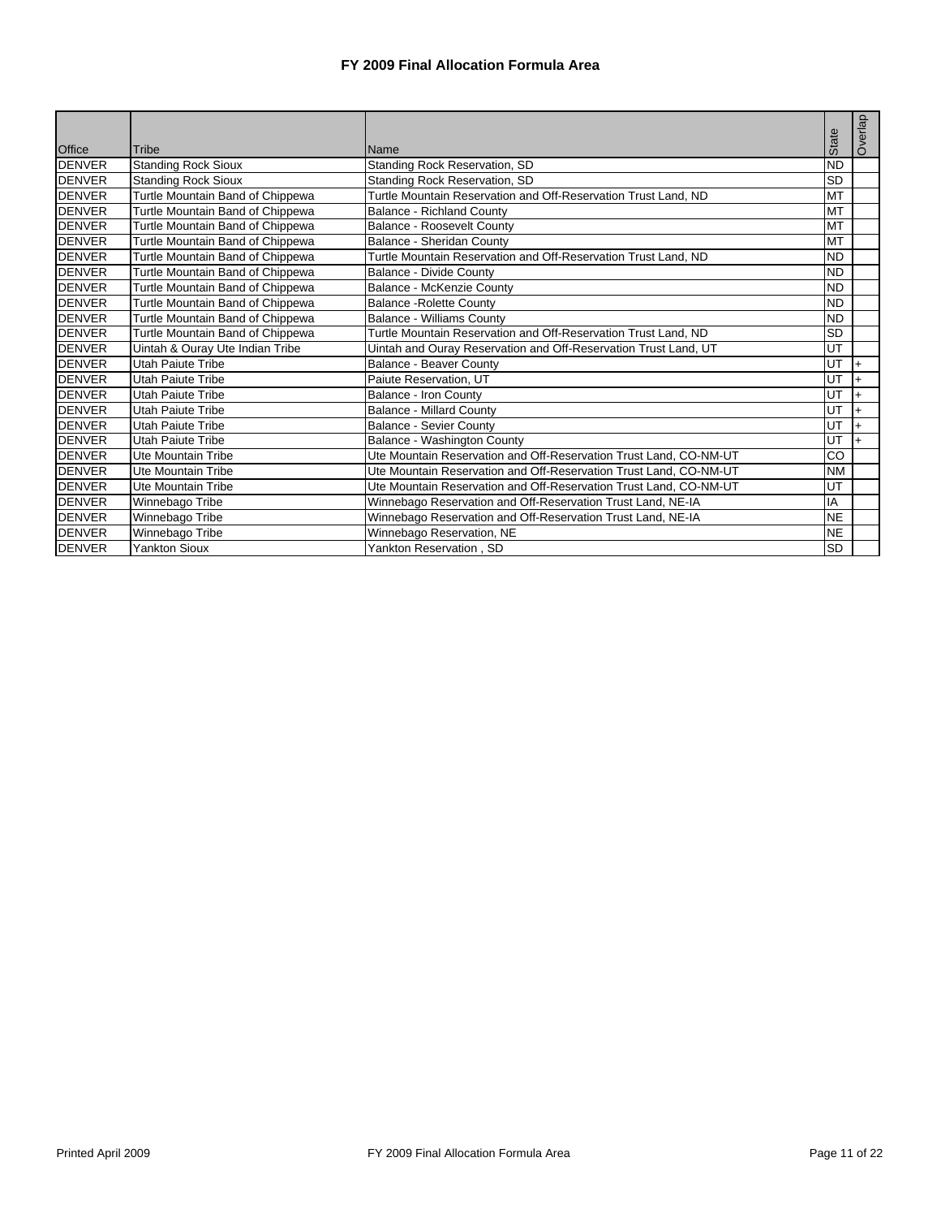# FY 2009 Final Allocation Formula Area

| Office | Tribe | Name | State | Overlap |
|---|---|---|---|---|
| DENVER | Standing Rock Sioux | Standing Rock Reservation, SD | ND | |
| DENVER | Standing Rock Sioux | Standing Rock Reservation, SD | SD | |
| DENVER | Turtle Mountain Band of Chippewa | Turtle Mountain Reservation and Off-Reservation Trust Land, ND | MT | |
| DENVER | Turtle Mountain Band of Chippewa | Balance - Richland County | MT | |
| DENVER | Turtle Mountain Band of Chippewa | Balance - Roosevelt County | MT | |
| DENVER | Turtle Mountain Band of Chippewa | Balance - Sheridan County | MT | |
| DENVER | Turtle Mountain Band of Chippewa | Turtle Mountain Reservation and Off-Reservation Trust Land, ND | ND | |
| DENVER | Turtle Mountain Band of Chippewa | Balance - Divide County | ND | |
| DENVER | Turtle Mountain Band of Chippewa | Balance - McKenzie County | ND | |
| DENVER | Turtle Mountain Band of Chippewa | Balance -Rolette County | ND | |
| DENVER | Turtle Mountain Band of Chippewa | Balance - Williams County | ND | |
| DENVER | Turtle Mountain Band of Chippewa | Turtle Mountain Reservation and Off-Reservation Trust Land, ND | SD | |
| DENVER | Uintah & Ouray Ute Indian Tribe | Uintah and Ouray Reservation and Off-Reservation Trust Land, UT | UT | |
| DENVER | Utah Paiute Tribe | Balance - Beaver County | UT | + |
| DENVER | Utah Paiute Tribe | Paiute Reservation, UT | UT | + |
| DENVER | Utah Paiute Tribe | Balance - Iron County | UT | + |
| DENVER | Utah Paiute Tribe | Balance - Millard County | UT | + |
| DENVER | Utah Paiute Tribe | Balance - Sevier County | UT | + |
| DENVER | Utah Paiute Tribe | Balance - Washington County | UT | + |
| DENVER | Ute Mountain Tribe | Ute Mountain Reservation and Off-Reservation Trust Land, CO-NM-UT | CO | |
| DENVER | Ute Mountain Tribe | Ute Mountain Reservation and Off-Reservation Trust Land, CO-NM-UT | NM | |
| DENVER | Ute Mountain Tribe | Ute Mountain Reservation and Off-Reservation Trust Land, CO-NM-UT | UT | |
| DENVER | Winnebago Tribe | Winnebago Reservation and Off-Reservation Trust Land, NE-IA | IA | |
| DENVER | Winnebago Tribe | Winnebago Reservation and Off-Reservation Trust Land, NE-IA | NE | |
| DENVER | Winnebago Tribe | Winnebago Reservation, NE | NE | |
| DENVER | Yankton Sioux | Yankton Reservation , SD | SD | |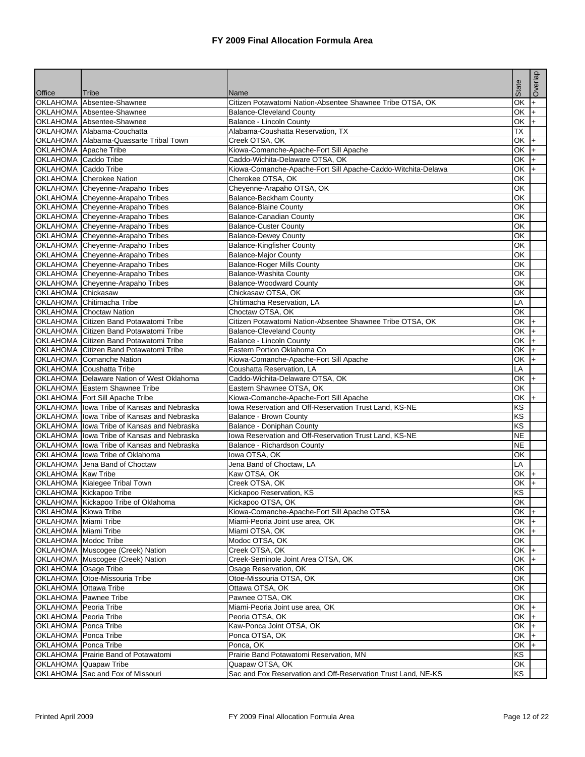# FY 2009 Final Allocation Formula Area

| Office | Tribe | Name | State | Overlap |
|---|---|---|---|---|
| OKLAHOMA | Absentee-Shawnee | Citizen Potawatomi Nation-Absentee Shawnee Tribe OTSA, OK | OK | + |
| OKLAHOMA | Absentee-Shawnee | Balance-Cleveland County | OK | + |
| OKLAHOMA | Absentee-Shawnee | Balance - Lincoln County | OK | + |
| OKLAHOMA | Alabama-Couchatta | Alabama-Coushatta Reservation, TX | TX | |
| OKLAHOMA | Alabama-Quassarte Tribal Town | Creek OTSA, OK | OK | + |
| OKLAHOMA | Apache Tribe | Kiowa-Comanche-Apache-Fort Sill Apache | OK | + |
| OKLAHOMA | Caddo Tribe | Caddo-Wichita-Delaware OTSA, OK | OK | + |
| OKLAHOMA | Caddo Tribe | Kiowa-Comanche-Apache-Fort Sill Apache-Caddo-Witchita-Delawa | OK | + |
| OKLAHOMA | Cherokee Nation | Cherokee OTSA, OK | OK | |
| OKLAHOMA | Cheyenne-Arapaho Tribes | Cheyenne-Arapaho OTSA, OK | OK | |
| OKLAHOMA | Cheyenne-Arapaho Tribes | Balance-Beckham County | OK | |
| OKLAHOMA | Cheyenne-Arapaho Tribes | Balance-Blaine County | OK | |
| OKLAHOMA | Cheyenne-Arapaho Tribes | Balance-Canadian County | OK | |
| OKLAHOMA | Cheyenne-Arapaho Tribes | Balance-Custer County | OK | |
| OKLAHOMA | Cheyenne-Arapaho Tribes | Balance-Dewey County | OK | |
| OKLAHOMA | Cheyenne-Arapaho Tribes | Balance-Kingfisher County | OK | |
| OKLAHOMA | Cheyenne-Arapaho Tribes | Balance-Major County | OK | |
| OKLAHOMA | Cheyenne-Arapaho Tribes | Balance-Roger Mills County | OK | |
| OKLAHOMA | Cheyenne-Arapaho Tribes | Balance-Washita County | OK | |
| OKLAHOMA | Cheyenne-Arapaho Tribes | Balance-Woodward County | OK | |
| OKLAHOMA | Chickasaw | Chickasaw OTSA, OK | OK | |
| OKLAHOMA | Chitimacha Tribe | Chitimacha Reservation, LA | LA | |
| OKLAHOMA | Choctaw Nation | Choctaw OTSA, OK | OK | |
| OKLAHOMA | Citizen Band Potawatomi Tribe | Citizen Potawatomi Nation-Absentee Shawnee Tribe OTSA, OK | OK | + |
| OKLAHOMA | Citizen Band Potawatomi Tribe | Balance-Cleveland County | OK | + |
| OKLAHOMA | Citizen Band Potawatomi Tribe | Balance - Lincoln County | OK | + |
| OKLAHOMA | Citizen Band Potawatomi Tribe | Eastern Portion Oklahoma Co | OK | + |
| OKLAHOMA | Comanche Nation | Kiowa-Comanche-Apache-Fort Sill Apache | OK | + |
| OKLAHOMA | Coushatta Tribe | Coushatta Reservation, LA | LA | |
| OKLAHOMA | Delaware Nation of West Oklahoma | Caddo-Wichita-Delaware OTSA, OK | OK | + |
| OKLAHOMA | Eastern Shawnee Tribe | Eastern Shawnee OTSA, OK | OK | |
| OKLAHOMA | Fort Sill Apache Tribe | Kiowa-Comanche-Apache-Fort Sill Apache | OK | + |
| OKLAHOMA | Iowa Tribe of Kansas and Nebraska | Iowa Reservation and Off-Reservation Trust Land, KS-NE | KS | |
| OKLAHOMA | Iowa Tribe of Kansas and Nebraska | Balance - Brown County | KS | |
| OKLAHOMA | Iowa Tribe of Kansas and Nebraska | Balance - Doniphan County | KS | |
| OKLAHOMA | Iowa Tribe of Kansas and Nebraska | Iowa Reservation and Off-Reservation Trust Land, KS-NE | NE | |
| OKLAHOMA | Iowa Tribe of Kansas and Nebraska | Balance - Richardson County | NE | |
| OKLAHOMA | Iowa Tribe of Oklahoma | Iowa OTSA, OK | OK | |
| OKLAHOMA | Jena Band of Choctaw | Jena Band of Choctaw, LA | LA | |
| OKLAHOMA | Kaw Tribe | Kaw OTSA, OK | OK | + |
| OKLAHOMA | Kialegee Tribal Town | Creek OTSA, OK | OK | + |
| OKLAHOMA | Kickapoo Tribe | Kickapoo Reservation, KS | KS | |
| OKLAHOMA | Kickapoo Tribe of Oklahoma | Kickapoo OTSA, OK | OK | |
| OKLAHOMA | Kiowa Tribe | Kiowa-Comanche-Apache-Fort Sill Apache OTSA | OK | + |
| OKLAHOMA | Miami Tribe | Miami-Peoria Joint use area, OK | OK | + |
| OKLAHOMA | Miami Tribe | Miami OTSA, OK | OK | + |
| OKLAHOMA | Modoc Tribe | Modoc OTSA, OK | OK | |
| OKLAHOMA | Muscogee (Creek) Nation | Creek OTSA, OK | OK | + |
| OKLAHOMA | Muscogee (Creek) Nation | Creek-Seminole Joint Area OTSA, OK | OK | + |
| OKLAHOMA | Osage Tribe | Osage Reservation, OK | OK | |
| OKLAHOMA | Otoe-Missouria Tribe | Otoe-Missouria OTSA, OK | OK | |
| OKLAHOMA | Ottawa Tribe | Ottawa OTSA, OK | OK | |
| OKLAHOMA | Pawnee Tribe | Pawnee OTSA, OK | OK | |
| OKLAHOMA | Peoria Tribe | Miami-Peoria Joint use area, OK | OK | + |
| OKLAHOMA | Peoria Tribe | Peoria OTSA, OK | OK | + |
| OKLAHOMA | Ponca Tribe | Kaw-Ponca Joint OTSA, OK | OK | + |
| OKLAHOMA | Ponca Tribe | Ponca OTSA, OK | OK | + |
| OKLAHOMA | Ponca Tribe | Ponca, OK | OK | + |
| OKLAHOMA | Prairie Band of Potawatomi | Prairie Band Potawatomi Reservation, MN | KS | |
| OKLAHOMA | Quapaw Tribe | Quapaw OTSA, OK | OK | |
| OKLAHOMA | Sac and Fox of Missouri | Sac and Fox Reservation and Off-Reservation Trust Land, NE-KS | KS | |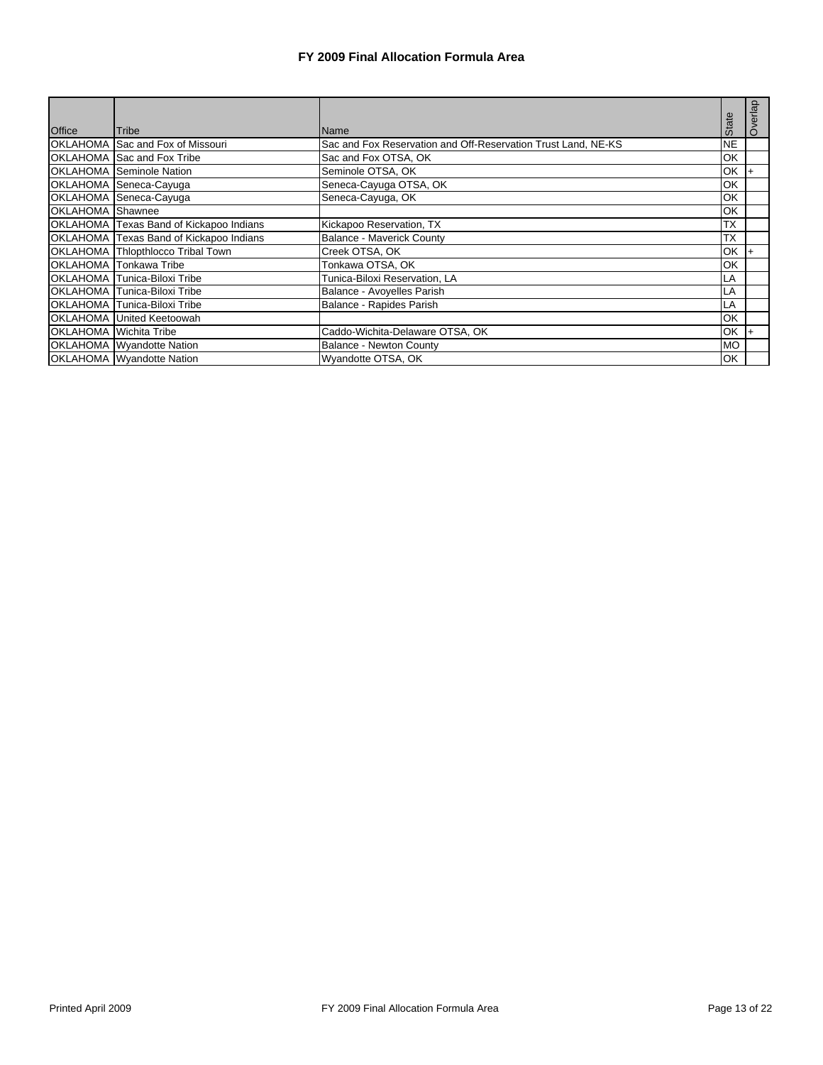# FY 2009 Final Allocation Formula Area

| Office | Tribe | Name | State | Overlap |
|---|---|---|---|---|
| OKLAHOMA | Sac and Fox of Missouri | Sac and Fox Reservation and Off-Reservation Trust Land, NE-KS | NE | |
| OKLAHOMA | Sac and Fox Tribe | Sac and Fox OTSA, OK | OK | |
| OKLAHOMA | Seminole Nation | Seminole OTSA, OK | OK | + |
| OKLAHOMA | Seneca-Cayuga | Seneca-Cayuga OTSA, OK | OK | |
| OKLAHOMA | Seneca-Cayuga | Seneca-Cayuga, OK | OK | |
| OKLAHOMA | Shawnee | | OK | |
| OKLAHOMA | Texas Band of Kickapoo Indians | Kickapoo Reservation, TX | TX | |
| OKLAHOMA | Texas Band of Kickapoo Indians | Balance - Maverick County | TX | |
| OKLAHOMA | Thlopthlocco Tribal Town | Creek OTSA, OK | OK | + |
| OKLAHOMA | Tonkawa Tribe | Tonkawa OTSA, OK | OK | |
| OKLAHOMA | Tunica-Biloxi Tribe | Tunica-Biloxi Reservation, LA | LA | |
| OKLAHOMA | Tunica-Biloxi Tribe | Balance - Avoyelles Parish | LA | |
| OKLAHOMA | Tunica-Biloxi Tribe | Balance - Rapides Parish | LA | |
| OKLAHOMA | United Keetoowah | | OK | |
| OKLAHOMA | Wichita Tribe | Caddo-Wichita-Delaware OTSA, OK | OK | + |
| OKLAHOMA | Wyandotte Nation | Balance - Newton County | MO | |
| OKLAHOMA | Wyandotte Nation | Wyandotte OTSA, OK | OK | |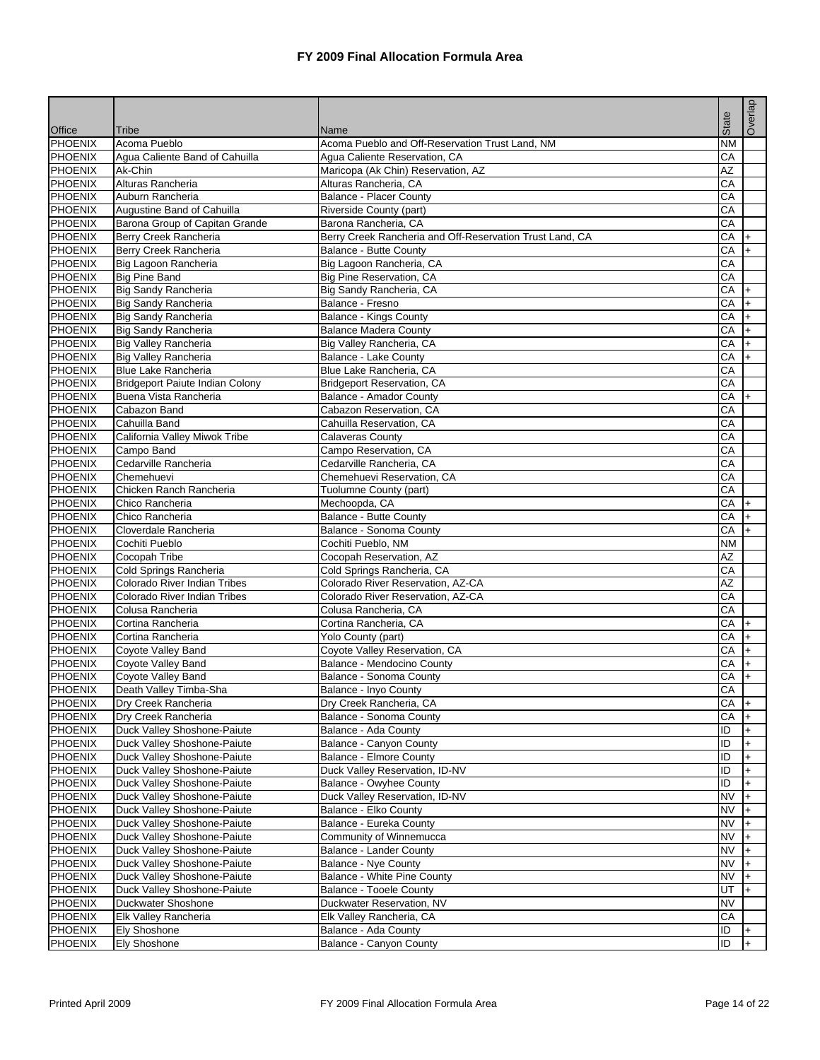# FY 2009 Final Allocation Formula Area

| Office | Tribe | Name | State | Overlap |
|---|---|---|---|---|
| PHOENIX | Acoma Pueblo | Acoma Pueblo and Off-Reservation Trust Land, NM | NM | |
| PHOENIX | Agua Caliente Band of Cahuilla | Agua Caliente Reservation, CA | CA | |
| PHOENIX | Ak-Chin | Maricopa (Ak Chin) Reservation, AZ | AZ | |
| PHOENIX | Alturas Rancheria | Alturas Rancheria, CA | CA | |
| PHOENIX | Auburn Rancheria | Balance - Placer County | CA | |
| PHOENIX | Augustine Band of Cahuilla | Riverside County (part) | CA | |
| PHOENIX | Barona Group of Capitan Grande | Barona Rancheria, CA | CA | |
| PHOENIX | Berry Creek Rancheria | Berry Creek Rancheria and Off-Reservation Trust Land, CA | CA | + |
| PHOENIX | Berry Creek Rancheria | Balance - Butte County | CA | + |
| PHOENIX | Big Lagoon Rancheria | Big Lagoon Rancheria, CA | CA | |
| PHOENIX | Big Pine Band | Big Pine Reservation, CA | CA | |
| PHOENIX | Big Sandy Rancheria | Big Sandy Rancheria, CA | CA | + |
| PHOENIX | Big Sandy Rancheria | Balance - Fresno | CA | + |
| PHOENIX | Big Sandy Rancheria | Balance - Kings County | CA | + |
| PHOENIX | Big Sandy Rancheria | Balance Madera County | CA | + |
| PHOENIX | Big Valley Rancheria | Big Valley Rancheria, CA | CA | + |
| PHOENIX | Big Valley Rancheria | Balance - Lake County | CA | + |
| PHOENIX | Blue Lake Rancheria | Blue Lake Rancheria, CA | CA | |
| PHOENIX | Bridgeport Paiute Indian Colony | Bridgeport Reservation, CA | CA | |
| PHOENIX | Buena Vista Rancheria | Balance - Amador County | CA | + |
| PHOENIX | Cabazon Band | Cabazon Reservation, CA | CA | |
| PHOENIX | Cahuilla Band | Cahuilla Reservation, CA | CA | |
| PHOENIX | California Valley Miwok Tribe | Calaveras County | CA | |
| PHOENIX | Campo Band | Campo Reservation, CA | CA | |
| PHOENIX | Cedarville Rancheria | Cedarville Rancheria, CA | CA | |
| PHOENIX | Chemehuevi | Chemehuevi Reservation, CA | CA | |
| PHOENIX | Chicken Ranch Rancheria | Tuolumne County (part) | CA | |
| PHOENIX | Chico Rancheria | Mechoopda, CA | CA | + |
| PHOENIX | Chico Rancheria | Balance - Butte County | CA | + |
| PHOENIX | Cloverdale Rancheria | Balance - Sonoma County | CA | + |
| PHOENIX | Cochiti Pueblo | Cochiti Pueblo, NM | NM | |
| PHOENIX | Cocopah Tribe | Cocopah Reservation, AZ | AZ | |
| PHOENIX | Cold Springs Rancheria | Cold Springs Rancheria, CA | CA | |
| PHOENIX | Colorado River Indian Tribes | Colorado River Reservation, AZ-CA | AZ | |
| PHOENIX | Colorado River Indian Tribes | Colorado River Reservation, AZ-CA | CA | |
| PHOENIX | Colusa Rancheria | Colusa Rancheria, CA | CA | |
| PHOENIX | Cortina Rancheria | Cortina Rancheria, CA | CA | + |
| PHOENIX | Cortina Rancheria | Yolo County (part) | CA | + |
| PHOENIX | Coyote Valley Band | Coyote Valley Reservation, CA | CA | + |
| PHOENIX | Coyote Valley Band | Balance - Mendocino County | CA | + |
| PHOENIX | Coyote Valley Band | Balance - Sonoma County | CA | + |
| PHOENIX | Death Valley Timba-Sha | Balance - Inyo County | CA | |
| PHOENIX | Dry Creek Rancheria | Dry Creek Rancheria, CA | CA | + |
| PHOENIX | Dry Creek Rancheria | Balance - Sonoma County | CA | + |
| PHOENIX | Duck Valley Shoshone-Paiute | Balance - Ada County | ID | + |
| PHOENIX | Duck Valley Shoshone-Paiute | Balance - Canyon County | ID | + |
| PHOENIX | Duck Valley Shoshone-Paiute | Balance - Elmore County | ID | + |
| PHOENIX | Duck Valley Shoshone-Paiute | Duck Valley Reservation, ID-NV | ID | + |
| PHOENIX | Duck Valley Shoshone-Paiute | Balance - Owyhee County | ID | + |
| PHOENIX | Duck Valley Shoshone-Paiute | Duck Valley Reservation, ID-NV | NV | + |
| PHOENIX | Duck Valley Shoshone-Paiute | Balance - Elko County | NV | + |
| PHOENIX | Duck Valley Shoshone-Paiute | Balance - Eureka County | NV | + |
| PHOENIX | Duck Valley Shoshone-Paiute | Community of Winnemucca | NV | + |
| PHOENIX | Duck Valley Shoshone-Paiute | Balance - Lander County | NV | + |
| PHOENIX | Duck Valley Shoshone-Paiute | Balance - Nye County | NV | + |
| PHOENIX | Duck Valley Shoshone-Paiute | Balance - White Pine County | NV | + |
| PHOENIX | Duck Valley Shoshone-Paiute | Balance - Tooele County | UT | + |
| PHOENIX | Duckwater Shoshone | Duckwater Reservation, NV | NV | |
| PHOENIX | Elk Valley Rancheria | Elk Valley Rancheria, CA | CA | |
| PHOENIX | Ely Shoshone | Balance - Ada County | ID | + |
| PHOENIX | Ely Shoshone | Balance - Canyon County | ID | + |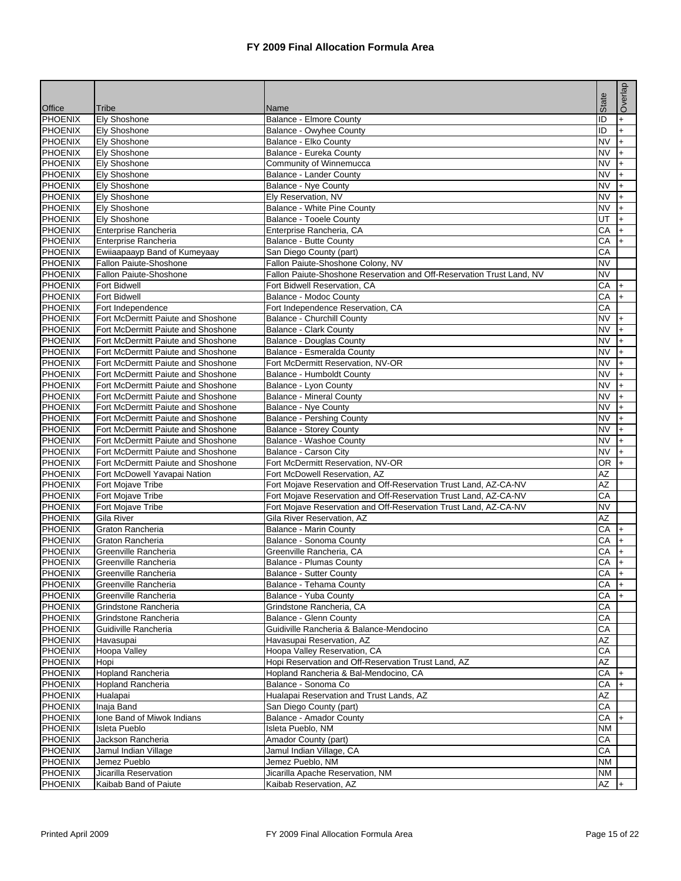# FY 2009 Final Allocation Formula Area

| Office | Tribe | Name | State | Overlap |
|---|---|---|---|---|
| PHOENIX | Ely Shoshone | Balance - Elmore County | ID | + |
| PHOENIX | Ely Shoshone | Balance - Owyhee County | ID | + |
| PHOENIX | Ely Shoshone | Balance - Elko County | NV | + |
| PHOENIX | Ely Shoshone | Balance - Eureka County | NV | + |
| PHOENIX | Ely Shoshone | Community of Winnemucca | NV | + |
| PHOENIX | Ely Shoshone | Balance - Lander County | NV | + |
| PHOENIX | Ely Shoshone | Balance - Nye County | NV | + |
| PHOENIX | Ely Shoshone | Ely Reservation, NV | NV | + |
| PHOENIX | Ely Shoshone | Balance - White Pine County | NV | + |
| PHOENIX | Ely Shoshone | Balance - Tooele County | UT | + |
| PHOENIX | Enterprise Rancheria | Enterprise Rancheria, CA | CA | + |
| PHOENIX | Enterprise Rancheria | Balance - Butte County | CA | + |
| PHOENIX | Ewiiaapaayp Band of Kumeyaay | San Diego County (part) | CA | |
| PHOENIX | Fallon Paiute-Shoshone | Fallon Paiute-Shoshone Colony, NV | NV | |
| PHOENIX | Fallon Paiute-Shoshone | Fallon Paiute-Shoshone Reservation and Off-Reservation Trust Land, NV | NV | |
| PHOENIX | Fort Bidwell | Fort Bidwell Reservation, CA | CA | + |
| PHOENIX | Fort Bidwell | Balance - Modoc County | CA | + |
| PHOENIX | Fort Independence | Fort Independence Reservation, CA | CA | |
| PHOENIX | Fort McDermitt Paiute and Shoshone | Balance - Churchill County | NV | + |
| PHOENIX | Fort McDermitt Paiute and Shoshone | Balance - Clark County | NV | + |
| PHOENIX | Fort McDermitt Paiute and Shoshone | Balance - Douglas County | NV | + |
| PHOENIX | Fort McDermitt Paiute and Shoshone | Balance - Esmeralda County | NV | + |
| PHOENIX | Fort McDermitt Paiute and Shoshone | Fort McDermitt Reservation, NV-OR | NV | + |
| PHOENIX | Fort McDermitt Paiute and Shoshone | Balance - Humboldt County | NV | + |
| PHOENIX | Fort McDermitt Paiute and Shoshone | Balance - Lyon County | NV | + |
| PHOENIX | Fort McDermitt Paiute and Shoshone | Balance - Mineral County | NV | + |
| PHOENIX | Fort McDermitt Paiute and Shoshone | Balance - Nye County | NV | + |
| PHOENIX | Fort McDermitt Paiute and Shoshone | Balance - Pershing County | NV | + |
| PHOENIX | Fort McDermitt Paiute and Shoshone | Balance - Storey County | NV | + |
| PHOENIX | Fort McDermitt Paiute and Shoshone | Balance - Washoe County | NV | + |
| PHOENIX | Fort McDermitt Paiute and Shoshone | Balance - Carson City | NV | + |
| PHOENIX | Fort McDermitt Paiute and Shoshone | Fort McDermitt Reservation, NV-OR | OR | + |
| PHOENIX | Fort McDowell Yavapai Nation | Fort McDowell Reservation, AZ | AZ | |
| PHOENIX | Fort Mojave Tribe | Fort Mojave Reservation and Off-Reservation Trust Land, AZ-CA-NV | AZ | |
| PHOENIX | Fort Mojave Tribe | Fort Mojave Reservation and Off-Reservation Trust Land, AZ-CA-NV | CA | |
| PHOENIX | Fort Mojave Tribe | Fort Mojave Reservation and Off-Reservation Trust Land, AZ-CA-NV | NV | |
| PHOENIX | Gila River | Gila River Reservation, AZ | AZ | |
| PHOENIX | Graton Rancheria | Balance - Marin County | CA | + |
| PHOENIX | Graton Rancheria | Balance - Sonoma County | CA | + |
| PHOENIX | Greenville Rancheria | Greenville Rancheria, CA | CA | + |
| PHOENIX | Greenville Rancheria | Balance - Plumas County | CA | + |
| PHOENIX | Greenville Rancheria | Balance - Sutter County | CA | + |
| PHOENIX | Greenville Rancheria | Balance - Tehama County | CA | + |
| PHOENIX | Greenville Rancheria | Balance - Yuba County | CA | + |
| PHOENIX | Grindstone Rancheria | Grindstone Rancheria, CA | CA | |
| PHOENIX | Grindstone Rancheria | Balance - Glenn County | CA | |
| PHOENIX | Guidiville Rancheria | Guidiville Rancheria & Balance-Mendocino | CA | |
| PHOENIX | Havasupai | Havasupai Reservation, AZ | AZ | |
| PHOENIX | Hoopa Valley | Hoopa Valley Reservation, CA | CA | |
| PHOENIX | Hopi | Hopi Reservation and Off-Reservation Trust Land, AZ | AZ | |
| PHOENIX | Hopland Rancheria | Hopland Rancheria & Bal-Mendocino, CA | CA | + |
| PHOENIX | Hopland Rancheria | Balance - Sonoma Co | CA | + |
| PHOENIX | Hualapai | Hualapai Reservation and Trust Lands, AZ | AZ | |
| PHOENIX | Inaja Band | San Diego County (part) | CA | |
| PHOENIX | Ione Band of Miwok Indians | Balance - Amador County | CA | + |
| PHOENIX | Isleta Pueblo | Isleta Pueblo, NM | NM | |
| PHOENIX | Jackson Rancheria | Amador County (part) | CA | |
| PHOENIX | Jamul Indian Village | Jamul Indian Village, CA | CA | |
| PHOENIX | Jemez Pueblo | Jemez Pueblo, NM | NM | |
| PHOENIX | Jicarilla Reservation | Jicarilla Apache Reservation, NM | NM | |
| PHOENIX | Kaibab Band of Paiute | Kaibab Reservation, AZ | AZ | + |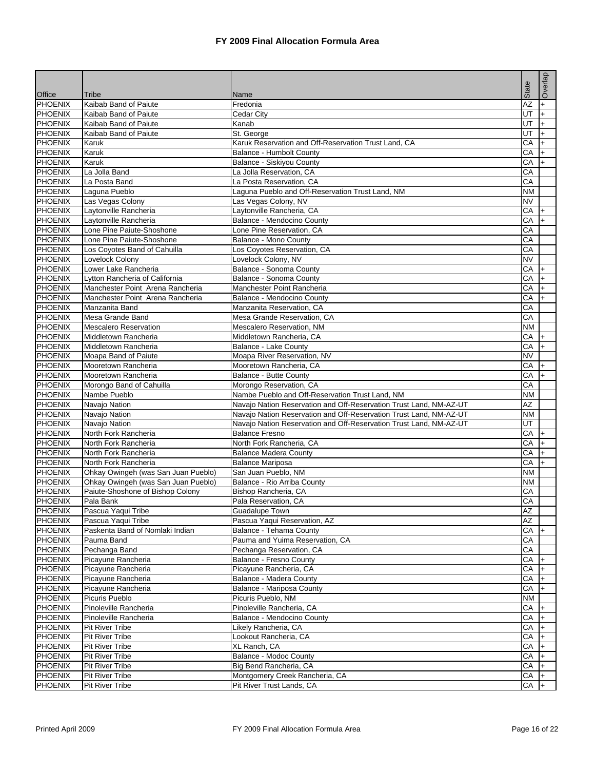# FY 2009 Final Allocation Formula Area

| Office | Tribe | Name | State | Overlap |
|---|---|---|---|---|
| PHOENIX | Kaibab Band of Paiute | Fredonia | AZ | + |
| PHOENIX | Kaibab Band of Paiute | Cedar City | UT | + |
| PHOENIX | Kaibab Band of Paiute | Kanab | UT | + |
| PHOENIX | Kaibab Band of Paiute | St. George | UT | + |
| PHOENIX | Karuk | Karuk Reservation and Off-Reservation Trust Land, CA | CA | + |
| PHOENIX | Karuk | Balance - Humbolt County | CA | + |
| PHOENIX | Karuk | Balance - Siskiyou County | CA | + |
| PHOENIX | La Jolla Band | La Jolla Reservation, CA | CA | |
| PHOENIX | La Posta Band | La Posta Reservation, CA | CA | |
| PHOENIX | Laguna Pueblo | Laguna Pueblo and Off-Reservation Trust Land, NM | NM | |
| PHOENIX | Las Vegas Colony | Las Vegas Colony, NV | NV | |
| PHOENIX | Laytonville Rancheria | Laytonville Rancheria, CA | CA | + |
| PHOENIX | Laytonville Rancheria | Balance - Mendocino County | CA | + |
| PHOENIX | Lone Pine Paiute-Shoshone | Lone Pine Reservation, CA | CA | |
| PHOENIX | Lone Pine Paiute-Shoshone | Balance - Mono County | CA | |
| PHOENIX | Los Coyotes Band of Cahuilla | Los Coyotes Reservation, CA | CA | |
| PHOENIX | Lovelock Colony | Lovelock Colony, NV | NV | |
| PHOENIX | Lower Lake Rancheria | Balance - Sonoma County | CA | + |
| PHOENIX | Lytton Rancheria of California | Balance - Sonoma County | CA | + |
| PHOENIX | Manchester Point Arena Rancheria | Manchester Point Rancheria | CA | + |
| PHOENIX | Manchester Point Arena Rancheria | Balance - Mendocino County | CA | + |
| PHOENIX | Manzanita Band | Manzanita Reservation, CA | CA | |
| PHOENIX | Mesa Grande Band | Mesa Grande Reservation, CA | CA | |
| PHOENIX | Mescalero Reservation | Mescalero Reservation, NM | NM | |
| PHOENIX | Middletown Rancheria | Middletown Rancheria, CA | CA | + |
| PHOENIX | Middletown Rancheria | Balance - Lake County | CA | + |
| PHOENIX | Moapa Band of Paiute | Moapa River Reservation, NV | NV | |
| PHOENIX | Mooretown Rancheria | Mooretown Rancheria, CA | CA | + |
| PHOENIX | Mooretown Rancheria | Balance - Butte County | CA | + |
| PHOENIX | Morongo Band of Cahuilla | Morongo Reservation, CA | CA | |
| PHOENIX | Nambe Pueblo | Nambe Pueblo and Off-Reservation Trust Land, NM | NM | |
| PHOENIX | Navajo Nation | Navajo Nation Reservation and Off-Reservation Trust Land, NM-AZ-UT | AZ | |
| PHOENIX | Navajo Nation | Navajo Nation Reservation and Off-Reservation Trust Land, NM-AZ-UT | NM | |
| PHOENIX | Navajo Nation | Navajo Nation Reservation and Off-Reservation Trust Land, NM-AZ-UT | UT | |
| PHOENIX | North Fork Rancheria | Balance Fresno | CA | + |
| PHOENIX | North Fork Rancheria | North Fork Rancheria, CA | CA | + |
| PHOENIX | North Fork Rancheria | Balance Madera County | CA | + |
| PHOENIX | North Fork Rancheria | Balance Mariposa | CA | + |
| PHOENIX | Ohkay Owingeh (was San Juan Pueblo) | San Juan Pueblo, NM | NM | |
| PHOENIX | Ohkay Owingeh (was San Juan Pueblo) | Balance - Rio Arriba County | NM | |
| PHOENIX | Paiute-Shoshone of Bishop Colony | Bishop Rancheria, CA | CA | |
| PHOENIX | Pala Bank | Pala Reservation, CA | CA | |
| PHOENIX | Pascua Yaqui Tribe | Guadalupe Town | AZ | |
| PHOENIX | Pascua Yaqui Tribe | Pascua Yaqui Reservation, AZ | AZ | |
| PHOENIX | Paskenta Band of Nomlaki Indian | Balance - Tehama County | CA | + |
| PHOENIX | Pauma Band | Pauma and Yuima Reservation, CA | CA | |
| PHOENIX | Pechanga Band | Pechanga Reservation, CA | CA | |
| PHOENIX | Picayune Rancheria | Balance - Fresno County | CA | + |
| PHOENIX | Picayune Rancheria | Picayune Rancheria, CA | CA | + |
| PHOENIX | Picayune Rancheria | Balance - Madera County | CA | + |
| PHOENIX | Picayune Rancheria | Balance - Mariposa County | CA | + |
| PHOENIX | Picuris Pueblo | Picuris Pueblo, NM | NM | |
| PHOENIX | Pinoleville Rancheria | Pinoleville Rancheria, CA | CA | + |
| PHOENIX | Pinoleville Rancheria | Balance - Mendocino County | CA | + |
| PHOENIX | Pit River Tribe | Likely Rancheria, CA | CA | + |
| PHOENIX | Pit River Tribe | Lookout Rancheria, CA | CA | + |
| PHOENIX | Pit River Tribe | XL Ranch, CA | CA | + |
| PHOENIX | Pit River Tribe | Balance - Modoc County | CA | + |
| PHOENIX | Pit River Tribe | Big Bend Rancheria, CA | CA | + |
| PHOENIX | Pit River Tribe | Montgomery Creek Rancheria, CA | CA | + |
| PHOENIX | Pit River Tribe | Pit River Trust Lands, CA | CA | + |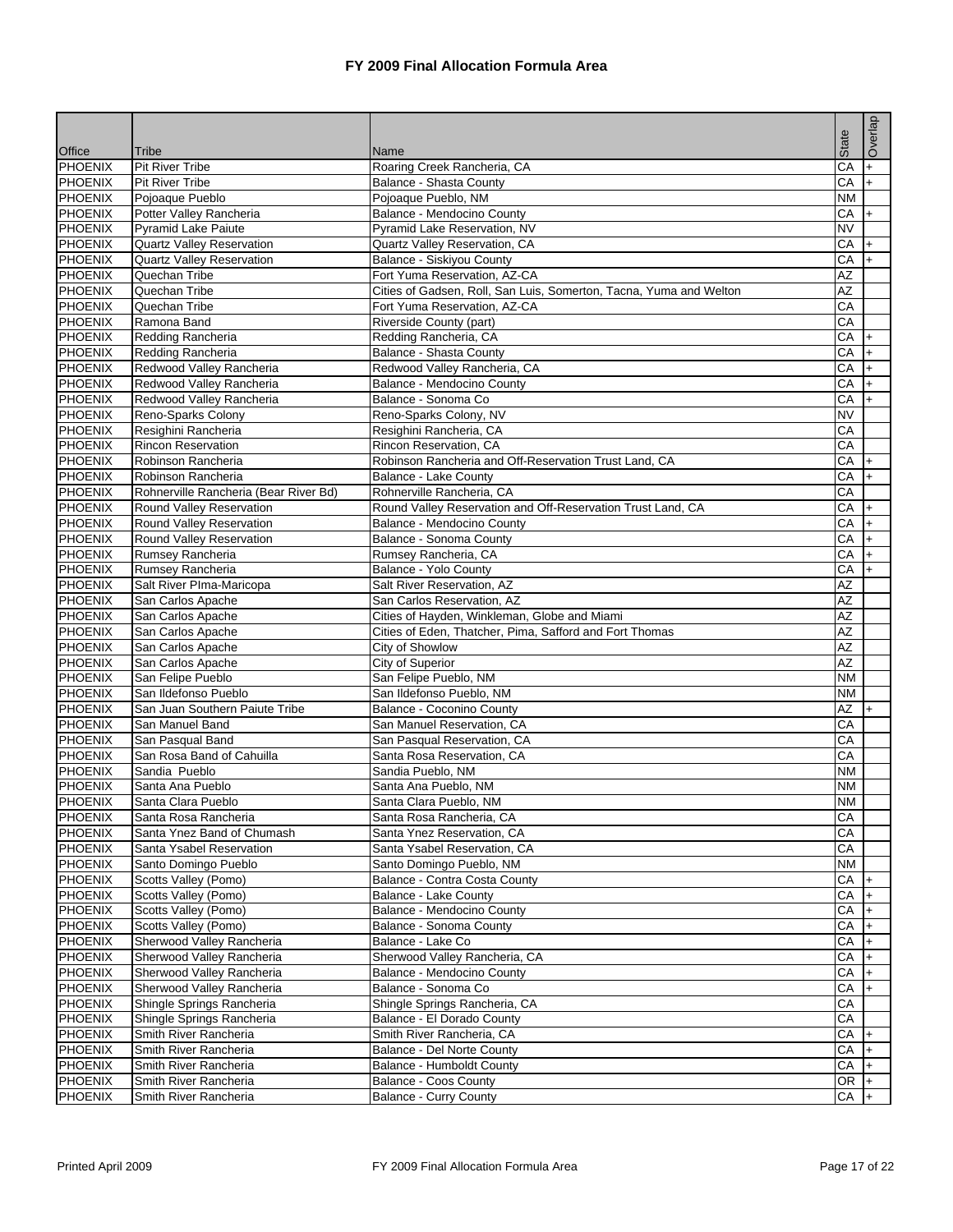# FY 2009 Final Allocation Formula Area

| Office | Tribe | Name | State | Overlap |
|---|---|---|---|---|
| PHOENIX | Pit River Tribe | Roaring Creek Rancheria, CA | CA | + |
| PHOENIX | Pit River Tribe | Balance - Shasta County | CA | + |
| PHOENIX | Pojoaque Pueblo | Pojoaque Pueblo, NM | NM | |
| PHOENIX | Potter Valley Rancheria | Balance - Mendocino County | CA | + |
| PHOENIX | Pyramid Lake Paiute | Pyramid Lake Reservation, NV | NV | |
| PHOENIX | Quartz Valley Reservation | Quartz Valley Reservation, CA | CA | + |
| PHOENIX | Quartz Valley Reservation | Balance - Siskiyou County | CA | + |
| PHOENIX | Quechan Tribe | Fort Yuma Reservation, AZ-CA | AZ | |
| PHOENIX | Quechan Tribe | Cities of Gadsen, Roll, San Luis, Somerton, Tacna, Yuma and Welton | AZ | |
| PHOENIX | Quechan Tribe | Fort Yuma Reservation, AZ-CA | CA | |
| PHOENIX | Ramona Band | Riverside County (part) | CA | |
| PHOENIX | Redding Rancheria | Redding Rancheria, CA | CA | + |
| PHOENIX | Redding Rancheria | Balance - Shasta County | CA | + |
| PHOENIX | Redwood Valley Rancheria | Redwood Valley Rancheria, CA | CA | + |
| PHOENIX | Redwood Valley Rancheria | Balance - Mendocino County | CA | + |
| PHOENIX | Redwood Valley Rancheria | Balance - Sonoma Co | CA | + |
| PHOENIX | Reno-Sparks Colony | Reno-Sparks Colony, NV | NV | |
| PHOENIX | Resighini Rancheria | Resighini Rancheria, CA | CA | |
| PHOENIX | Rincon Reservation | Rincon Reservation, CA | CA | |
| PHOENIX | Robinson Rancheria | Robinson Rancheria and Off-Reservation Trust Land, CA | CA | + |
| PHOENIX | Robinson Rancheria | Balance - Lake County | CA | + |
| PHOENIX | Rohnerville Rancheria (Bear River Bd) | Rohnerville Rancheria, CA | CA | |
| PHOENIX | Round Valley Reservation | Round Valley Reservation and Off-Reservation Trust Land, CA | CA | + |
| PHOENIX | Round Valley Reservation | Balance - Mendocino County | CA | + |
| PHOENIX | Round Valley Reservation | Balance - Sonoma County | CA | + |
| PHOENIX | Rumsey Rancheria | Rumsey Rancheria, CA | CA | + |
| PHOENIX | Rumsey Rancheria | Balance - Yolo County | CA | + |
| PHOENIX | Salt River PIma-Maricopa | Salt River Reservation, AZ | AZ | |
| PHOENIX | San Carlos Apache | San Carlos Reservation, AZ | AZ | |
| PHOENIX | San Carlos Apache | Cities of Hayden, Winkleman, Globe and Miami | AZ | |
| PHOENIX | San Carlos Apache | Cities of Eden, Thatcher, Pima, Safford and Fort Thomas | AZ | |
| PHOENIX | San Carlos Apache | City of Showlow | AZ | |
| PHOENIX | San Carlos Apache | City of Superior | AZ | |
| PHOENIX | San Felipe Pueblo | San Felipe Pueblo, NM | NM | |
| PHOENIX | San Ildefonso Pueblo | San Ildefonso Pueblo, NM | NM | |
| PHOENIX | San Juan Southern Paiute Tribe | Balance - Coconino County | AZ | + |
| PHOENIX | San Manuel Band | San Manuel Reservation, CA | CA | |
| PHOENIX | San Pasqual Band | San Pasqual Reservation, CA | CA | |
| PHOENIX | San Rosa Band of Cahuilla | Santa Rosa Reservation, CA | CA | |
| PHOENIX | Sandia Pueblo | Sandia Pueblo, NM | NM | |
| PHOENIX | Santa Ana Pueblo | Santa Ana Pueblo, NM | NM | |
| PHOENIX | Santa Clara Pueblo | Santa Clara Pueblo, NM | NM | |
| PHOENIX | Santa Rosa Rancheria | Santa Rosa Rancheria, CA | CA | |
| PHOENIX | Santa Ynez Band of Chumash | Santa Ynez Reservation, CA | CA | |
| PHOENIX | Santa Ysabel Reservation | Santa Ysabel Reservation, CA | CA | |
| PHOENIX | Santo Domingo Pueblo | Santo Domingo Pueblo, NM | NM | |
| PHOENIX | Scotts Valley (Pomo) | Balance - Contra Costa County | CA | + |
| PHOENIX | Scotts Valley (Pomo) | Balance - Lake County | CA | + |
| PHOENIX | Scotts Valley (Pomo) | Balance - Mendocino County | CA | + |
| PHOENIX | Scotts Valley (Pomo) | Balance - Sonoma County | CA | + |
| PHOENIX | Sherwood Valley Rancheria | Balance - Lake Co | CA | + |
| PHOENIX | Sherwood Valley Rancheria | Sherwood Valley Rancheria, CA | CA | + |
| PHOENIX | Sherwood Valley Rancheria | Balance - Mendocino County | CA | + |
| PHOENIX | Sherwood Valley Rancheria | Balance - Sonoma Co | CA | + |
| PHOENIX | Shingle Springs Rancheria | Shingle Springs Rancheria, CA | CA | |
| PHOENIX | Shingle Springs Rancheria | Balance - El Dorado County | CA | |
| PHOENIX | Smith River Rancheria | Smith River Rancheria, CA | CA | + |
| PHOENIX | Smith River Rancheria | Balance - Del Norte County | CA | + |
| PHOENIX | Smith River Rancheria | Balance - Humboldt County | CA | + |
| PHOENIX | Smith River Rancheria | Balance - Coos County | OR | + |
| PHOENIX | Smith River Rancheria | Balance - Curry County | CA | + |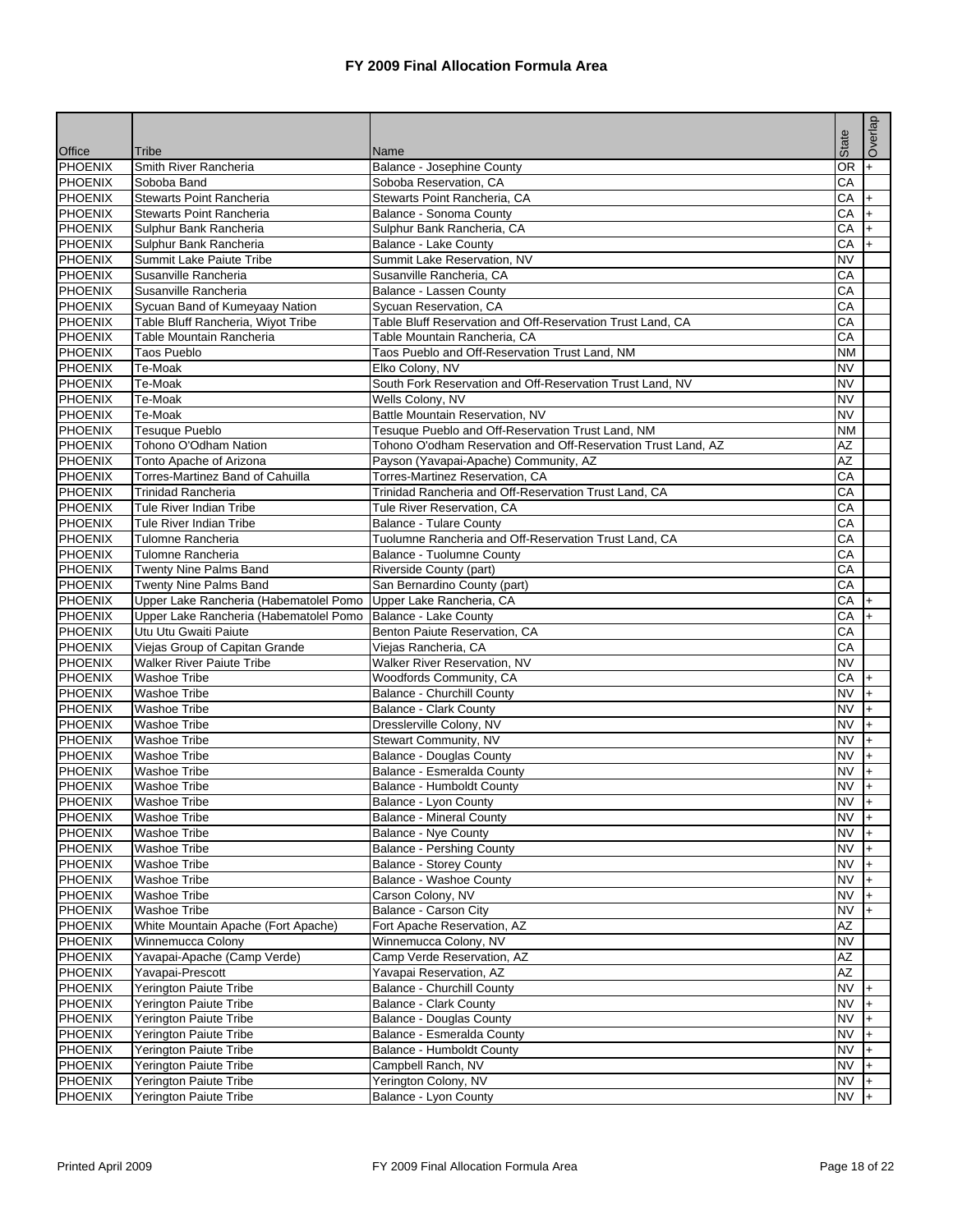# FY 2009 Final Allocation Formula Area

| Office | Tribe | Name | State | Overlap |
|---|---|---|---|---|
| PHOENIX | Smith River Rancheria | Balance - Josephine County | OR | + |
| PHOENIX | Soboba Band | Soboba Reservation, CA | CA | |
| PHOENIX | Stewarts Point Rancheria | Stewarts Point Rancheria, CA | CA | + |
| PHOENIX | Stewarts Point Rancheria | Balance - Sonoma County | CA | + |
| PHOENIX | Sulphur Bank Rancheria | Sulphur Bank Rancheria, CA | CA | + |
| PHOENIX | Sulphur Bank Rancheria | Balance - Lake County | CA | + |
| PHOENIX | Summit Lake Paiute Tribe | Summit Lake Reservation, NV | NV | |
| PHOENIX | Susanville Rancheria | Susanville Rancheria, CA | CA | |
| PHOENIX | Susanville Rancheria | Balance - Lassen County | CA | |
| PHOENIX | Sycuan Band of Kumeyaay Nation | Sycuan Reservation, CA | CA | |
| PHOENIX | Table Bluff Rancheria, Wiyot Tribe | Table Bluff Reservation and Off-Reservation Trust Land, CA | CA | |
| PHOENIX | Table Mountain Rancheria | Table Mountain Rancheria, CA | CA | |
| PHOENIX | Taos Pueblo | Taos Pueblo and Off-Reservation Trust Land, NM | NM | |
| PHOENIX | Te-Moak | Elko Colony, NV | NV | |
| PHOENIX | Te-Moak | South Fork Reservation and Off-Reservation Trust Land, NV | NV | |
| PHOENIX | Te-Moak | Wells Colony, NV | NV | |
| PHOENIX | Te-Moak | Battle Mountain Reservation, NV | NV | |
| PHOENIX | Tesuque Pueblo | Tesuque Pueblo and Off-Reservation Trust Land, NM | NM | |
| PHOENIX | Tohono O'Odham Nation | Tohono O'odham Reservation and Off-Reservation Trust Land, AZ | AZ | |
| PHOENIX | Tonto Apache of Arizona | Payson (Yavapai-Apache) Community, AZ | AZ | |
| PHOENIX | Torres-Martinez Band of Cahuilla | Torres-Martinez Reservation, CA | CA | |
| PHOENIX | Trinidad Rancheria | Trinidad Rancheria and Off-Reservation Trust Land, CA | CA | |
| PHOENIX | Tule River Indian Tribe | Tule River Reservation, CA | CA | |
| PHOENIX | Tule River Indian Tribe | Balance - Tulare County | CA | |
| PHOENIX | Tulomne Rancheria | Tuolumne Rancheria and Off-Reservation Trust Land, CA | CA | |
| PHOENIX | Tulomne Rancheria | Balance - Tuolumne County | CA | |
| PHOENIX | Twenty Nine Palms Band | Riverside County (part) | CA | |
| PHOENIX | Twenty Nine Palms Band | San Bernardino County (part) | CA | |
| PHOENIX | Upper Lake Rancheria (Habematolel Pomo | Upper Lake Rancheria, CA | CA | + |
| PHOENIX | Upper Lake Rancheria (Habematolel Pomo | Balance - Lake County | CA | + |
| PHOENIX | Utu Utu Gwaiti Paiute | Benton Paiute Reservation, CA | CA | |
| PHOENIX | Viejas Group of Capitan Grande | Viejas Rancheria, CA | CA | |
| PHOENIX | Walker River Paiute Tribe | Walker River Reservation, NV | NV | |
| PHOENIX | Washoe Tribe | Woodfords Community, CA | CA | + |
| PHOENIX | Washoe Tribe | Balance - Churchill County | NV | + |
| PHOENIX | Washoe Tribe | Balance - Clark County | NV | + |
| PHOENIX | Washoe Tribe | Dresslerville Colony, NV | NV | + |
| PHOENIX | Washoe Tribe | Stewart Community, NV | NV | + |
| PHOENIX | Washoe Tribe | Balance - Douglas County | NV | + |
| PHOENIX | Washoe Tribe | Balance - Esmeralda County | NV | + |
| PHOENIX | Washoe Tribe | Balance - Humboldt County | NV | + |
| PHOENIX | Washoe Tribe | Balance - Lyon County | NV | + |
| PHOENIX | Washoe Tribe | Balance - Mineral County | NV | + |
| PHOENIX | Washoe Tribe | Balance - Nye County | NV | + |
| PHOENIX | Washoe Tribe | Balance - Pershing County | NV | + |
| PHOENIX | Washoe Tribe | Balance - Storey County | NV | + |
| PHOENIX | Washoe Tribe | Balance - Washoe County | NV | + |
| PHOENIX | Washoe Tribe | Carson Colony, NV | NV | + |
| PHOENIX | Washoe Tribe | Balance - Carson City | NV | + |
| PHOENIX | White Mountain Apache (Fort Apache) | Fort Apache Reservation, AZ | AZ | |
| PHOENIX | Winnemucca Colony | Winnemucca Colony, NV | NV | |
| PHOENIX | Yavapai-Apache (Camp Verde) | Camp Verde Reservation, AZ | AZ | |
| PHOENIX | Yavapai-Prescott | Yavapai Reservation, AZ | AZ | |
| PHOENIX | Yerington Paiute Tribe | Balance - Churchill County | NV | + |
| PHOENIX | Yerington Paiute Tribe | Balance - Clark County | NV | + |
| PHOENIX | Yerington Paiute Tribe | Balance - Douglas County | NV | + |
| PHOENIX | Yerington Paiute Tribe | Balance - Esmeralda County | NV | + |
| PHOENIX | Yerington Paiute Tribe | Balance - Humboldt County | NV | + |
| PHOENIX | Yerington Paiute Tribe | Campbell Ranch, NV | NV | + |
| PHOENIX | Yerington Paiute Tribe | Yerington Colony, NV | NV | + |
| PHOENIX | Yerington Paiute Tribe | Balance - Lyon County | NV | + |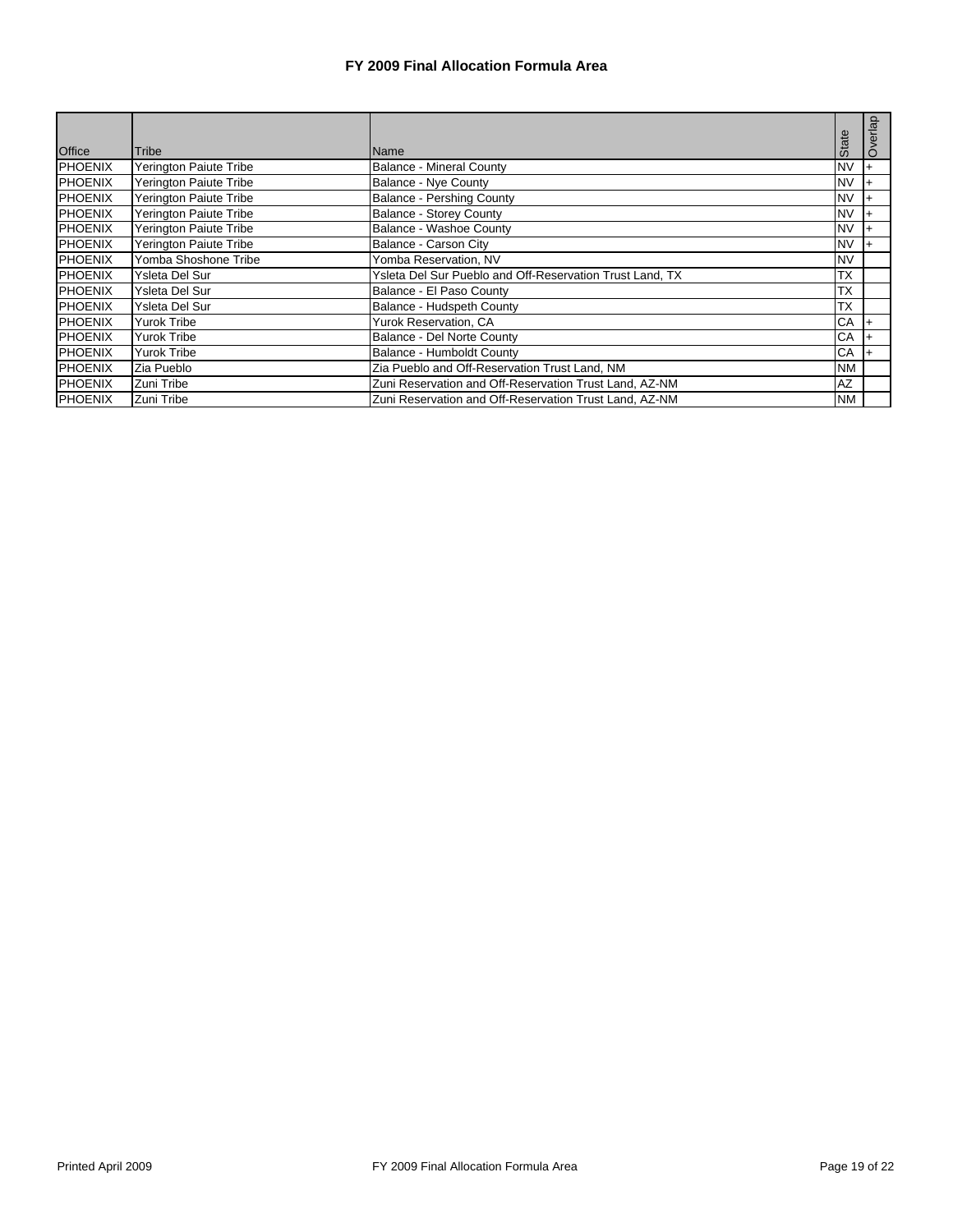# FY 2009 Final Allocation Formula Area

| Office | Tribe | Name | State | Overlap |
|---|---|---|---|---|
| PHOENIX | Yerington Paiute Tribe | Balance - Mineral County | NV | + |
| PHOENIX | Yerington Paiute Tribe | Balance - Nye County | NV | + |
| PHOENIX | Yerington Paiute Tribe | Balance - Pershing County | NV | + |
| PHOENIX | Yerington Paiute Tribe | Balance - Storey County | NV | + |
| PHOENIX | Yerington Paiute Tribe | Balance - Washoe County | NV | + |
| PHOENIX | Yerington Paiute Tribe | Balance - Carson City | NV | + |
| PHOENIX | Yomba Shoshone Tribe | Yomba Reservation, NV | NV | |
| PHOENIX | Ysleta Del Sur | Ysleta Del Sur Pueblo and Off-Reservation Trust Land, TX | TX | |
| PHOENIX | Ysleta Del Sur | Balance - El Paso County | TX | |
| PHOENIX | Ysleta Del Sur | Balance - Hudspeth County | TX | |
| PHOENIX | Yurok Tribe | Yurok Reservation, CA | CA | + |
| PHOENIX | Yurok Tribe | Balance - Del Norte County | CA | + |
| PHOENIX | Yurok Tribe | Balance - Humboldt County | CA | + |
| PHOENIX | Zia Pueblo | Zia Pueblo and Off-Reservation Trust Land, NM | NM | |
| PHOENIX | Zuni Tribe | Zuni Reservation and Off-Reservation Trust Land, AZ-NM | AZ | |
| PHOENIX | Zuni Tribe | Zuni Reservation and Off-Reservation Trust Land, AZ-NM | NM | |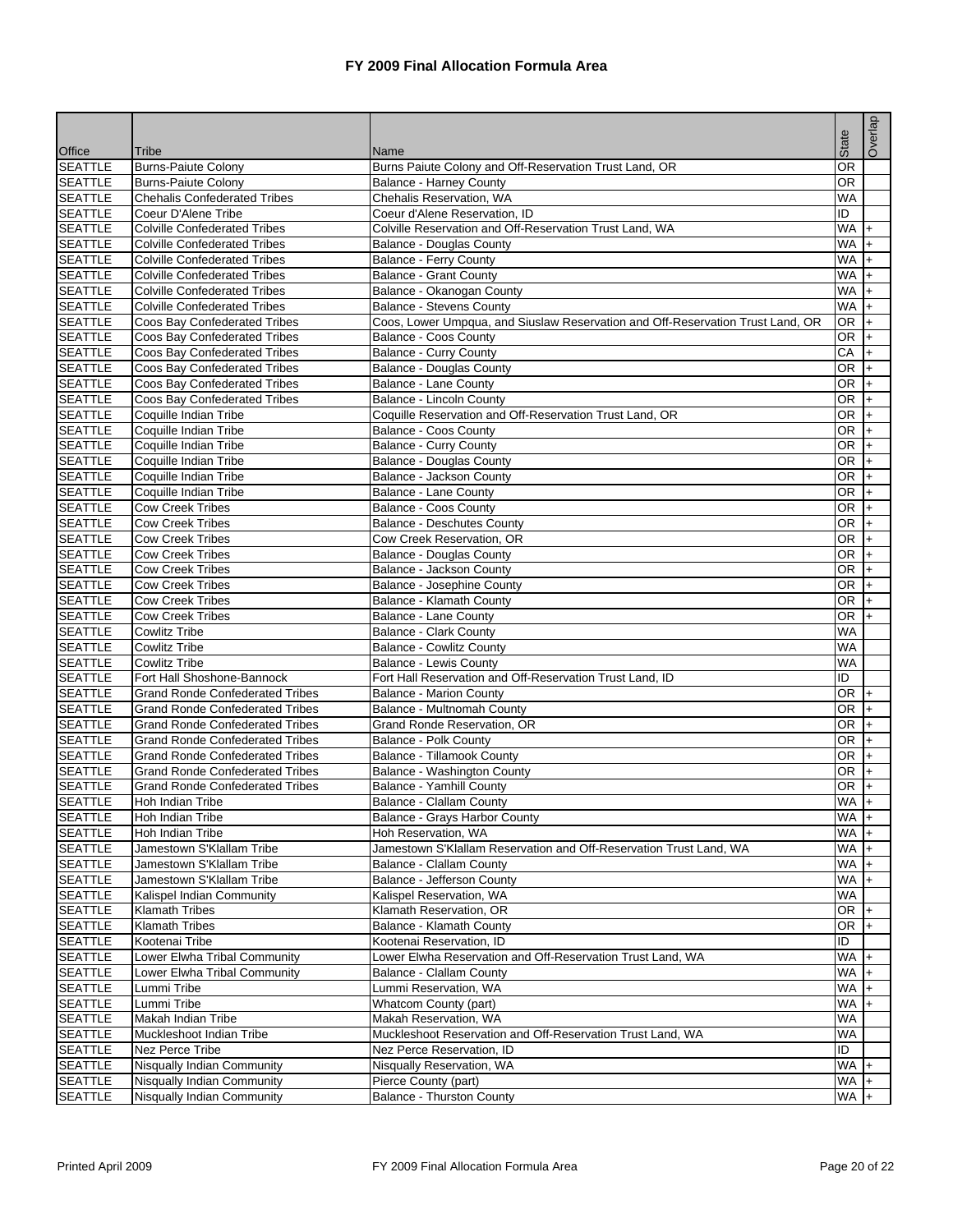# FY 2009 Final Allocation Formula Area

| Office | Tribe | Name | State | Overlap |
|---|---|---|---|---|
| SEATTLE | Burns-Paiute Colony | Burns Paiute Colony and Off-Reservation Trust Land, OR | OR | |
| SEATTLE | Burns-Paiute Colony | Balance - Harney County | OR | |
| SEATTLE | Chehalis Confederated Tribes | Chehalis Reservation, WA | WA | |
| SEATTLE | Coeur D'Alene Tribe | Coeur d'Alene Reservation, ID | ID | |
| SEATTLE | Colville Confederated Tribes | Colville Reservation and Off-Reservation Trust Land, WA | WA | + |
| SEATTLE | Colville Confederated Tribes | Balance - Douglas County | WA | + |
| SEATTLE | Colville Confederated Tribes | Balance - Ferry County | WA | + |
| SEATTLE | Colville Confederated Tribes | Balance - Grant County | WA | + |
| SEATTLE | Colville Confederated Tribes | Balance - Okanogan County | WA | + |
| SEATTLE | Colville Confederated Tribes | Balance - Stevens County | WA | + |
| SEATTLE | Coos Bay Confederated Tribes | Coos, Lower Umpqua, and Siuslaw Reservation and Off-Reservation Trust Land, OR | OR | + |
| SEATTLE | Coos Bay Confederated Tribes | Balance - Coos County | OR | + |
| SEATTLE | Coos Bay Confederated Tribes | Balance - Curry County | CA | + |
| SEATTLE | Coos Bay Confederated Tribes | Balance - Douglas County | OR | + |
| SEATTLE | Coos Bay Confederated Tribes | Balance - Lane County | OR | + |
| SEATTLE | Coos Bay Confederated Tribes | Balance - Lincoln County | OR | + |
| SEATTLE | Coquille Indian Tribe | Coquille Reservation and Off-Reservation Trust Land, OR | OR | + |
| SEATTLE | Coquille Indian Tribe | Balance - Coos County | OR | + |
| SEATTLE | Coquille Indian Tribe | Balance - Curry County | OR | + |
| SEATTLE | Coquille Indian Tribe | Balance - Douglas County | OR | + |
| SEATTLE | Coquille Indian Tribe | Balance - Jackson County | OR | + |
| SEATTLE | Coquille Indian Tribe | Balance - Lane County | OR | + |
| SEATTLE | Cow Creek Tribes | Balance - Coos County | OR | + |
| SEATTLE | Cow Creek Tribes | Balance - Deschutes County | OR | + |
| SEATTLE | Cow Creek Tribes | Cow Creek Reservation, OR | OR | + |
| SEATTLE | Cow Creek Tribes | Balance - Douglas County | OR | + |
| SEATTLE | Cow Creek Tribes | Balance - Jackson County | OR | + |
| SEATTLE | Cow Creek Tribes | Balance - Josephine County | OR | + |
| SEATTLE | Cow Creek Tribes | Balance - Klamath County | OR | + |
| SEATTLE | Cow Creek Tribes | Balance - Lane County | OR | + |
| SEATTLE | Cowlitz Tribe | Balance - Clark County | WA | |
| SEATTLE | Cowlitz Tribe | Balance - Cowlitz County | WA | |
| SEATTLE | Cowlitz Tribe | Balance - Lewis County | WA | |
| SEATTLE | Fort Hall Shoshone-Bannock | Fort Hall Reservation and Off-Reservation Trust Land, ID | ID | |
| SEATTLE | Grand Ronde Confederated Tribes | Balance - Marion County | OR | + |
| SEATTLE | Grand Ronde Confederated Tribes | Balance - Multnomah County | OR | + |
| SEATTLE | Grand Ronde Confederated Tribes | Grand Ronde Reservation, OR | OR | + |
| SEATTLE | Grand Ronde Confederated Tribes | Balance - Polk County | OR | + |
| SEATTLE | Grand Ronde Confederated Tribes | Balance - Tillamook County | OR | + |
| SEATTLE | Grand Ronde Confederated Tribes | Balance - Washington County | OR | + |
| SEATTLE | Grand Ronde Confederated Tribes | Balance - Yamhill County | OR | + |
| SEATTLE | Hoh Indian Tribe | Balance - Clallam County | WA | + |
| SEATTLE | Hoh Indian Tribe | Balance - Grays Harbor County | WA | + |
| SEATTLE | Hoh Indian Tribe | Hoh Reservation, WA | WA | + |
| SEATTLE | Jamestown S'Klallam Tribe | Jamestown S'Klallam Reservation and Off-Reservation Trust Land, WA | WA | + |
| SEATTLE | Jamestown S'Klallam Tribe | Balance - Clallam County | WA | + |
| SEATTLE | Jamestown S'Klallam Tribe | Balance - Jefferson County | WA | + |
| SEATTLE | Kalispel Indian Community | Kalispel Reservation, WA | WA | |
| SEATTLE | Klamath Tribes | Klamath Reservation, OR | OR | + |
| SEATTLE | Klamath Tribes | Balance - Klamath County | OR | + |
| SEATTLE | Kootenai Tribe | Kootenai Reservation, ID | ID | |
| SEATTLE | Lower Elwha Tribal Community | Lower Elwha Reservation and Off-Reservation Trust Land, WA | WA | + |
| SEATTLE | Lower Elwha Tribal Community | Balance - Clallam County | WA | + |
| SEATTLE | Lummi Tribe | Lummi Reservation, WA | WA | + |
| SEATTLE | Lummi Tribe | Whatcom County (part) | WA | + |
| SEATTLE | Makah Indian Tribe | Makah Reservation, WA | WA | |
| SEATTLE | Muckleshoot Indian Tribe | Muckleshoot Reservation and Off-Reservation Trust Land, WA | WA | |
| SEATTLE | Nez Perce Tribe | Nez Perce Reservation, ID | ID | |
| SEATTLE | Nisqually Indian Community | Nisqually Reservation, WA | WA | + |
| SEATTLE | Nisqually Indian Community | Pierce County (part) | WA | + |
| SEATTLE | Nisqually Indian Community | Balance - Thurston County | WA | + |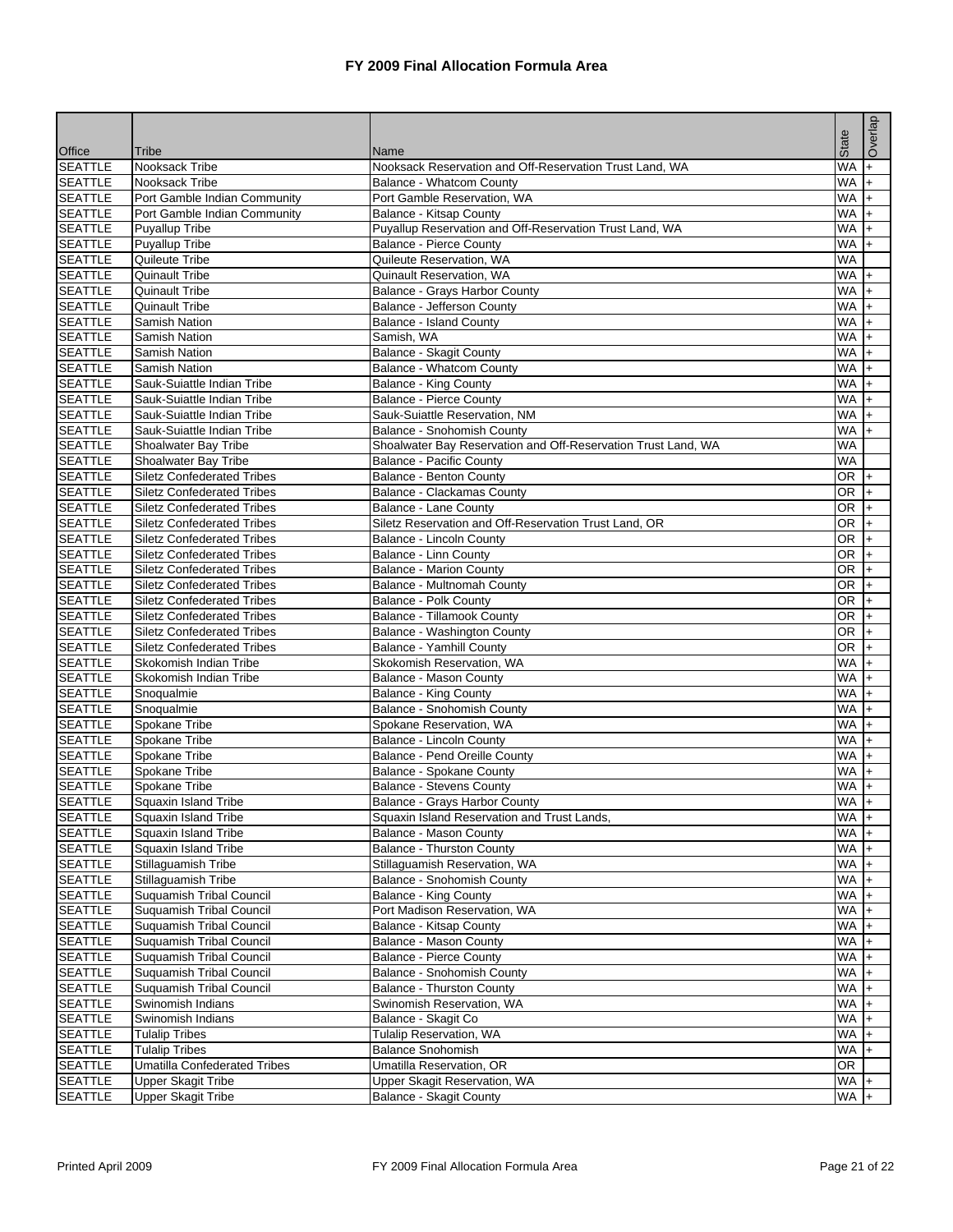# FY 2009 Final Allocation Formula Area

| Office | Tribe | Name | State | Overlap |
|---|---|---|---|---|
| SEATTLE | Nooksack Tribe | Nooksack Reservation and Off-Reservation Trust Land, WA | WA | + |
| SEATTLE | Nooksack Tribe | Balance - Whatcom County | WA | + |
| SEATTLE | Port Gamble Indian Community | Port Gamble Reservation, WA | WA | + |
| SEATTLE | Port Gamble Indian Community | Balance - Kitsap County | WA | + |
| SEATTLE | Puyallup Tribe | Puyallup Reservation and Off-Reservation Trust Land, WA | WA | + |
| SEATTLE | Puyallup Tribe | Balance - Pierce County | WA | + |
| SEATTLE | Quileute Tribe | Quileute Reservation, WA | WA | |
| SEATTLE | Quinault Tribe | Quinault Reservation, WA | WA | + |
| SEATTLE | Quinault Tribe | Balance - Grays Harbor County | WA | + |
| SEATTLE | Quinault Tribe | Balance - Jefferson County | WA | + |
| SEATTLE | Samish Nation | Balance - Island County | WA | + |
| SEATTLE | Samish Nation | Samish, WA | WA | + |
| SEATTLE | Samish Nation | Balance - Skagit County | WA | + |
| SEATTLE | Samish Nation | Balance - Whatcom County | WA | + |
| SEATTLE | Sauk-Suiattle Indian Tribe | Balance - King County | WA | + |
| SEATTLE | Sauk-Suiattle Indian Tribe | Balance - Pierce County | WA | + |
| SEATTLE | Sauk-Suiattle Indian Tribe | Sauk-Suiattle Reservation, NM | WA | + |
| SEATTLE | Sauk-Suiattle Indian Tribe | Balance - Snohomish County | WA | + |
| SEATTLE | Shoalwater Bay Tribe | Shoalwater Bay Reservation and Off-Reservation Trust Land, WA | WA | |
| SEATTLE | Shoalwater Bay Tribe | Balance - Pacific County | WA | |
| SEATTLE | Siletz Confederated Tribes | Balance - Benton County | OR | + |
| SEATTLE | Siletz Confederated Tribes | Balance - Clackamas County | OR | + |
| SEATTLE | Siletz Confederated Tribes | Balance - Lane County | OR | + |
| SEATTLE | Siletz Confederated Tribes | Siletz Reservation and Off-Reservation Trust Land, OR | OR | + |
| SEATTLE | Siletz Confederated Tribes | Balance - Lincoln County | OR | + |
| SEATTLE | Siletz Confederated Tribes | Balance - Linn County | OR | + |
| SEATTLE | Siletz Confederated Tribes | Balance - Marion County | OR | + |
| SEATTLE | Siletz Confederated Tribes | Balance - Multnomah County | OR | + |
| SEATTLE | Siletz Confederated Tribes | Balance - Polk County | OR | + |
| SEATTLE | Siletz Confederated Tribes | Balance - Tillamook County | OR | + |
| SEATTLE | Siletz Confederated Tribes | Balance - Washington County | OR | + |
| SEATTLE | Siletz Confederated Tribes | Balance - Yamhill County | OR | + |
| SEATTLE | Skokomish Indian Tribe | Skokomish Reservation, WA | WA | + |
| SEATTLE | Skokomish Indian Tribe | Balance - Mason County | WA | + |
| SEATTLE | Snoqualmie | Balance - King County | WA | + |
| SEATTLE | Snoqualmie | Balance - Snohomish County | WA | + |
| SEATTLE | Spokane Tribe | Spokane Reservation, WA | WA | + |
| SEATTLE | Spokane Tribe | Balance - Lincoln County | WA | + |
| SEATTLE | Spokane Tribe | Balance - Pend Oreille County | WA | + |
| SEATTLE | Spokane Tribe | Balance - Spokane County | WA | + |
| SEATTLE | Spokane Tribe | Balance - Stevens County | WA | + |
| SEATTLE | Squaxin Island Tribe | Balance - Grays Harbor County | WA | + |
| SEATTLE | Squaxin Island Tribe | Squaxin Island Reservation and Trust Lands, | WA | + |
| SEATTLE | Squaxin Island Tribe | Balance - Mason County | WA | + |
| SEATTLE | Squaxin Island Tribe | Balance - Thurston County | WA | + |
| SEATTLE | Stillaguamish Tribe | Stillaguamish Reservation, WA | WA | + |
| SEATTLE | Stillaguamish Tribe | Balance - Snohomish County | WA | + |
| SEATTLE | Suquamish Tribal Council | Balance - King County | WA | + |
| SEATTLE | Suquamish Tribal Council | Port Madison Reservation, WA | WA | + |
| SEATTLE | Suquamish Tribal Council | Balance - Kitsap County | WA | + |
| SEATTLE | Suquamish Tribal Council | Balance - Mason County | WA | + |
| SEATTLE | Suquamish Tribal Council | Balance - Pierce County | WA | + |
| SEATTLE | Suquamish Tribal Council | Balance - Snohomish County | WA | + |
| SEATTLE | Suquamish Tribal Council | Balance - Thurston County | WA | + |
| SEATTLE | Swinomish Indians | Swinomish Reservation, WA | WA | + |
| SEATTLE | Swinomish Indians | Balance - Skagit Co | WA | + |
| SEATTLE | Tulalip Tribes | Tulalip Reservation, WA | WA | + |
| SEATTLE | Tulalip Tribes | Balance Snohomish | WA | + |
| SEATTLE | Umatilla Confederated Tribes | Umatilla Reservation, OR | OR | |
| SEATTLE | Upper Skagit Tribe | Upper Skagit Reservation, WA | WA | + |
| SEATTLE | Upper Skagit Tribe | Balance - Skagit County | WA | + |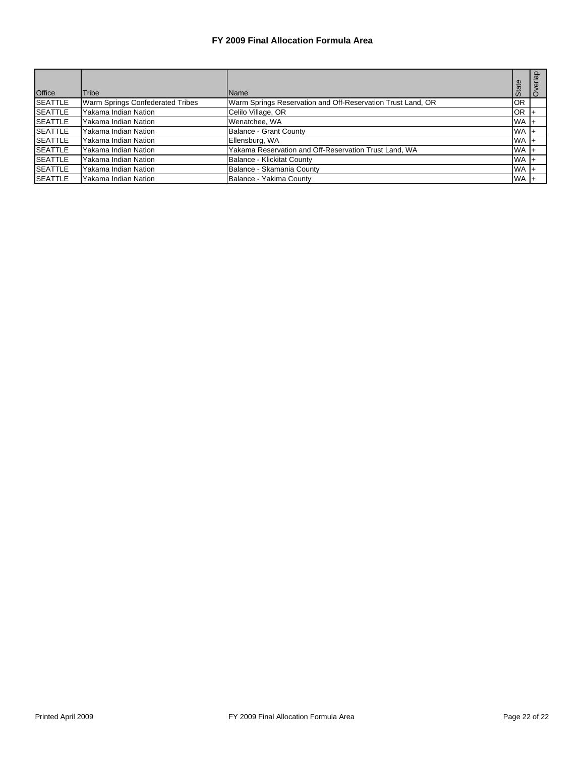# FY 2009 Final Allocation Formula Area

| Office | Tribe | Name | State | Overlap |
|---|---|---|---|---|
| SEATTLE | Warm Springs Confederated Tribes | Warm Springs Reservation and Off-Reservation Trust Land, OR | OR | |
| SEATTLE | Yakama Indian Nation | Celilo Village, OR | OR | + |
| SEATTLE | Yakama Indian Nation | Wenatchee, WA | WA | + |
| SEATTLE | Yakama Indian Nation | Balance - Grant County | WA | + |
| SEATTLE | Yakama Indian Nation | Ellensburg, WA | WA | + |
| SEATTLE | Yakama Indian Nation | Yakama Reservation and Off-Reservation Trust Land, WA | WA | + |
| SEATTLE | Yakama Indian Nation | Balance - Klickitat County | WA | + |
| SEATTLE | Yakama Indian Nation | Balance - Skamania County | WA | + |
| SEATTLE | Yakama Indian Nation | Balance - Yakima County | WA | + |